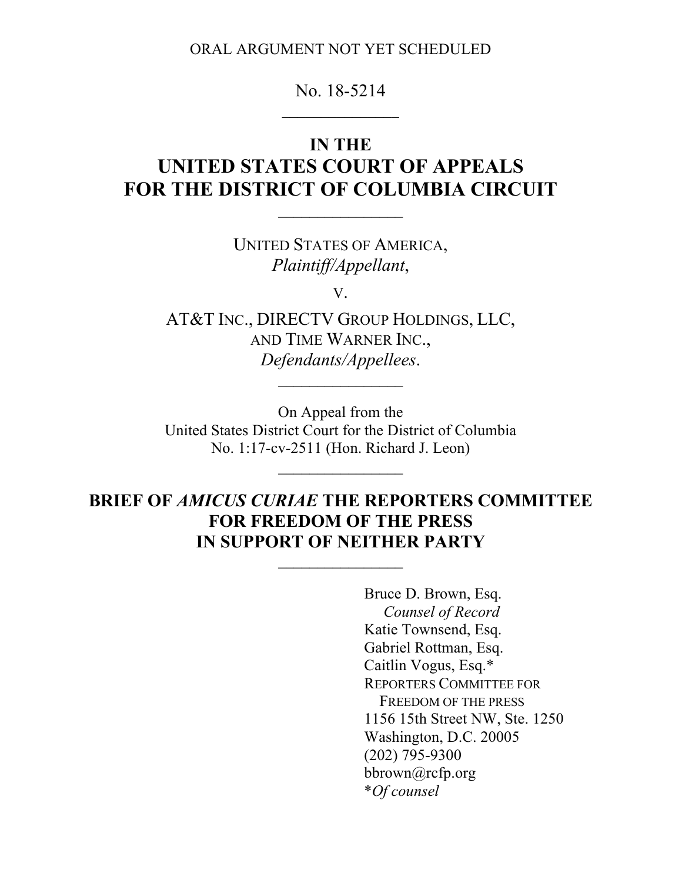ORAL ARGUMENT NOT YET SCHEDULED

No. 18-5214

# IN THE UNITED STATES COURT OF APPEALS FOR THE DISTRICT OF COLUMBIA CIRCUIT

UNITED STATES OF AMERICA,
*Plaintiff/Appellant*,

v.

AT&T INC., DIRECTV GROUP HOLDINGS, LLC,
AND TIME WARNER INC.,
*Defendants/Appellees*.

On Appeal from the
United States District Court for the District of Columbia
No. 1:17-cv-2511 (Hon. Richard J. Leon)

## BRIEF OF *AMICUS CURIAE* THE REPORTERS COMMITTEE FOR FREEDOM OF THE PRESS IN SUPPORT OF NEITHER PARTY

Bruce D. Brown, Esq.
*Counsel of Record*
Katie Townsend, Esq.
Gabriel Rottman, Esq.
Caitlin Vogus, Esq.*
REPORTERS COMMITTEE FOR
FREEDOM OF THE PRESS
1156 15th Street NW, Ste. 1250
Washington, D.C. 20005
(202) 795-9300
bbrown@rcfp.org
*​*Of counsel*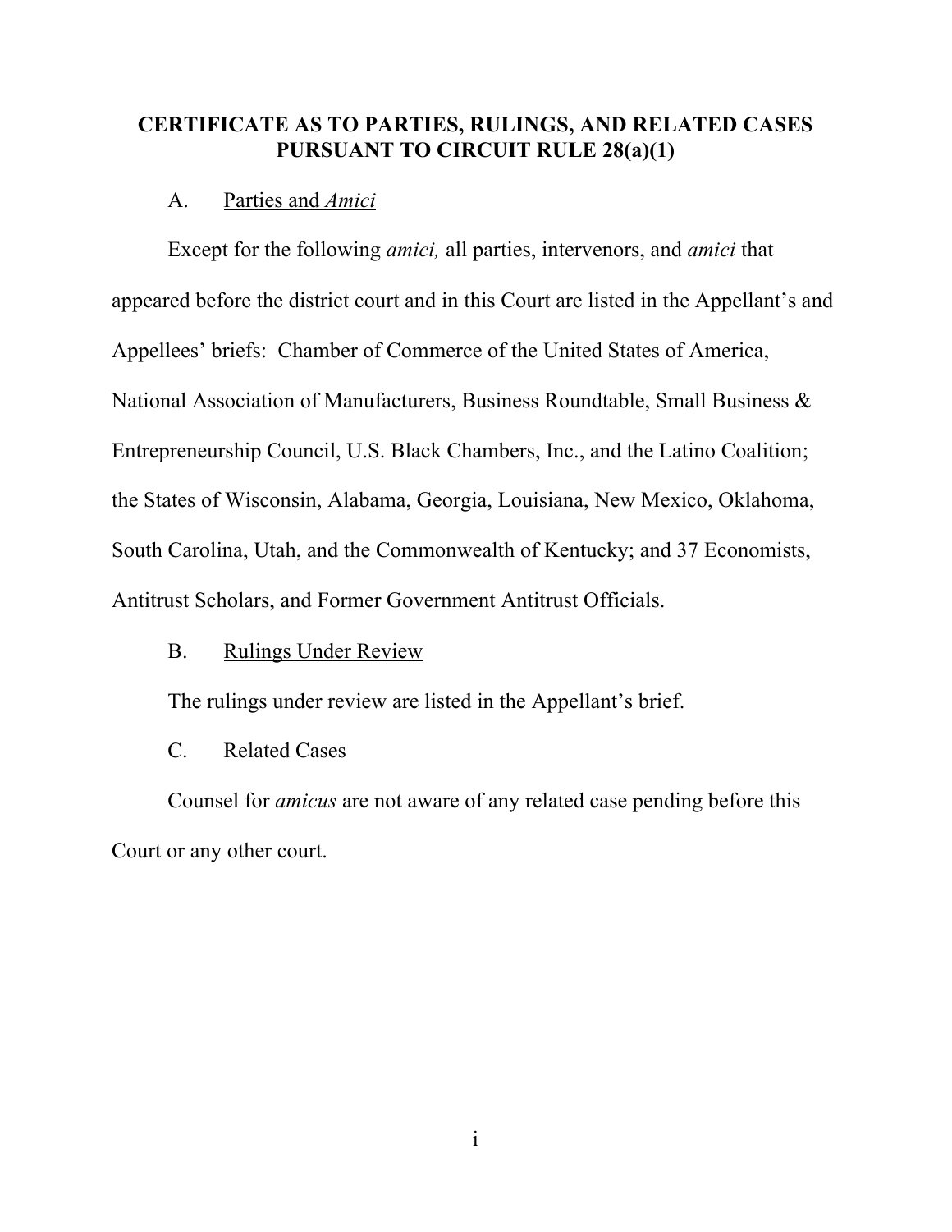## CERTIFICATE AS TO PARTIES, RULINGS, AND RELATED CASES PURSUANT TO CIRCUIT RULE 28(a)(1)

A. Parties and *Amici*

Except for the following *amici,* all parties, intervenors, and *amici* that appeared before the district court and in this Court are listed in the Appellant's and Appellees' briefs: Chamber of Commerce of the United States of America, National Association of Manufacturers, Business Roundtable, Small Business & Entrepreneurship Council, U.S. Black Chambers, Inc., and the Latino Coalition; the States of Wisconsin, Alabama, Georgia, Louisiana, New Mexico, Oklahoma, South Carolina, Utah, and the Commonwealth of Kentucky; and 37 Economists, Antitrust Scholars, and Former Government Antitrust Officials.

B. Rulings Under Review

The rulings under review are listed in the Appellant's brief.

C. Related Cases

Counsel for *amicus* are not aware of any related case pending before this Court or any other court.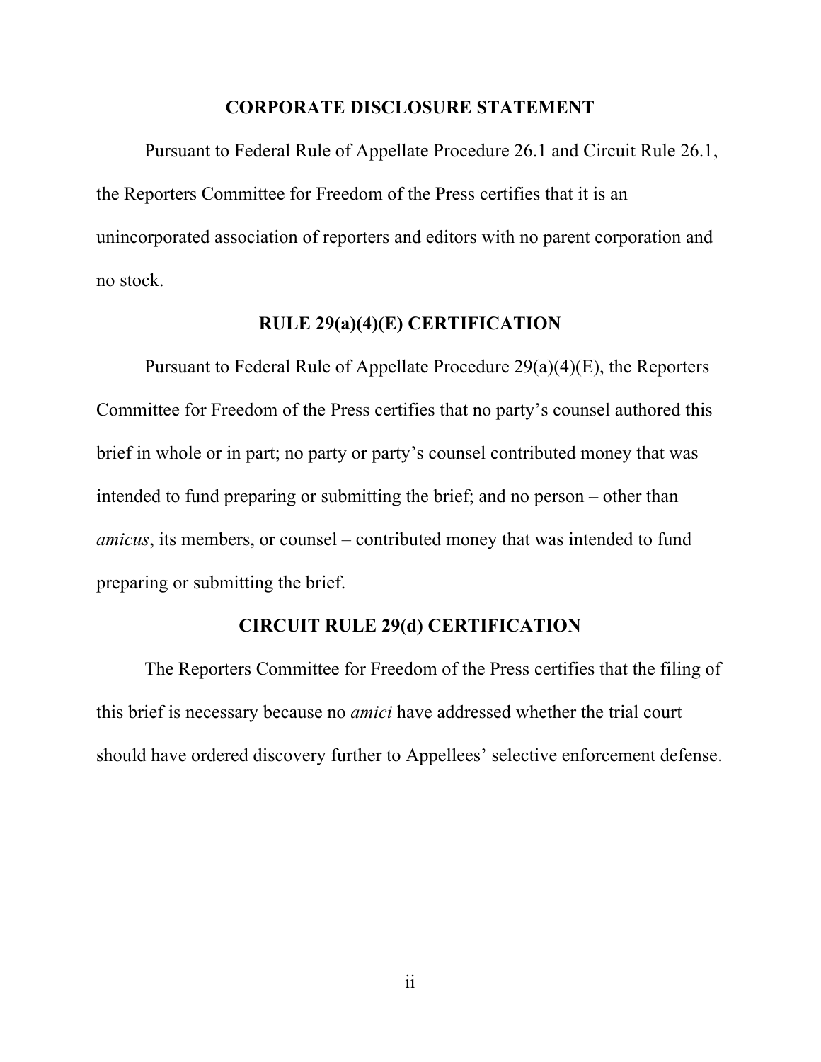## CORPORATE DISCLOSURE STATEMENT

Pursuant to Federal Rule of Appellate Procedure 26.1 and Circuit Rule 26.1, the Reporters Committee for Freedom of the Press certifies that it is an unincorporated association of reporters and editors with no parent corporation and no stock.

## RULE 29(a)(4)(E) CERTIFICATION

Pursuant to Federal Rule of Appellate Procedure 29(a)(4)(E), the Reporters Committee for Freedom of the Press certifies that no party's counsel authored this brief in whole or in part; no party or party's counsel contributed money that was intended to fund preparing or submitting the brief; and no person – other than *amicus*, its members, or counsel – contributed money that was intended to fund preparing or submitting the brief.

## CIRCUIT RULE 29(d) CERTIFICATION

The Reporters Committee for Freedom of the Press certifies that the filing of this brief is necessary because no *amici* have addressed whether the trial court should have ordered discovery further to Appellees' selective enforcement defense.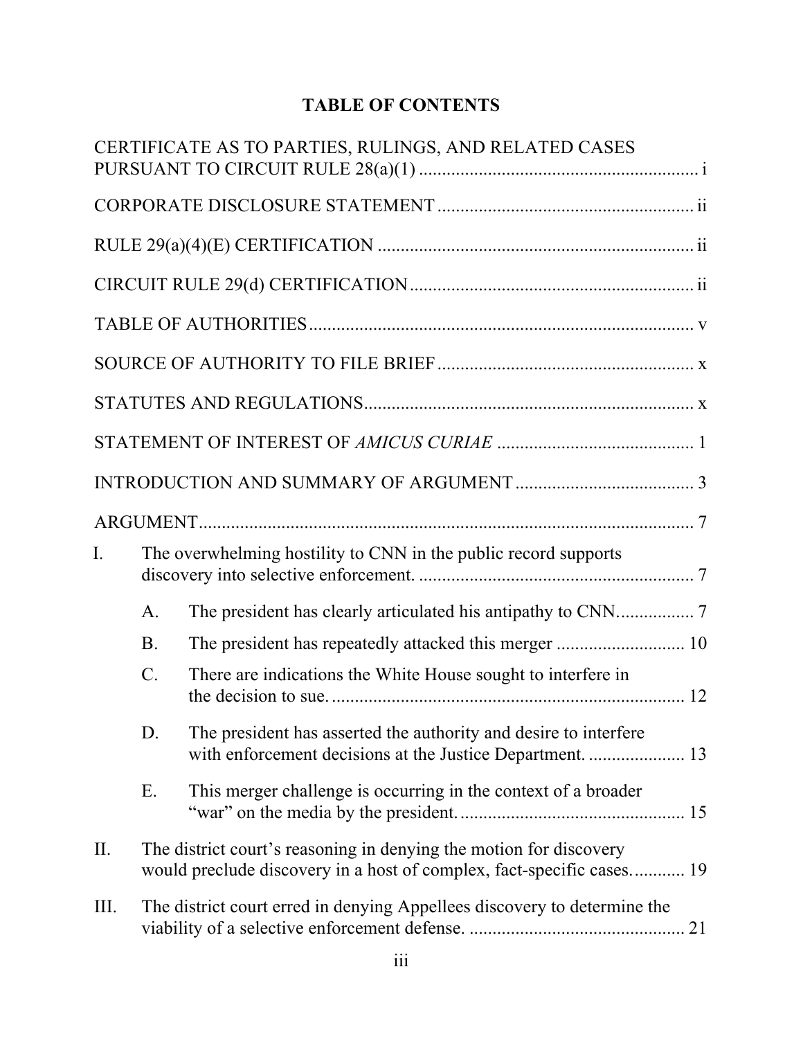# TABLE OF CONTENTS

CERTIFICATE AS TO PARTIES, RULINGS, AND RELATED CASES PURSUANT TO CIRCUIT RULE 28(a)(1) ............................................................ i

CORPORATE DISCLOSURE STATEMENT ....................................................... ii

RULE 29(a)(4)(E) CERTIFICATION .................................................................... ii

CIRCUIT RULE 29(d) CERTIFICATION ............................................................. ii

TABLE OF AUTHORITIES .................................................................................... v

SOURCE OF AUTHORITY TO FILE BRIEF ........................................................ x

STATUTES AND REGULATIONS ........................................................................ x

STATEMENT OF INTEREST OF *AMICUS CURIAE* ........................................... 1

INTRODUCTION AND SUMMARY OF ARGUMENT ...................................... 3

ARGUMENT ............................................................................................................ 7

I. The overwhelming hostility to CNN in the public record supports discovery into selective enforcement. ............................................................ 7

   A. The president has clearly articulated his antipathy to CNN ................ 7

   B. The president has repeatedly attacked this merger ............................ 10

   C. There are indications the White House sought to interfere in the decision to sue. ............................................................................. 12

   D. The president has asserted the authority and desire to interfere with enforcement decisions at the Justice Department. ..................... 13

   E. This merger challenge is occurring in the context of a broader "war" on the media by the president. ................................................. 15

II. The district court's reasoning in denying the motion for discovery would preclude discovery in a host of complex, fact-specific cases. ........... 19

III. The district court erred in denying Appellees discovery to determine the viability of a selective enforcement defense. ............................................... 21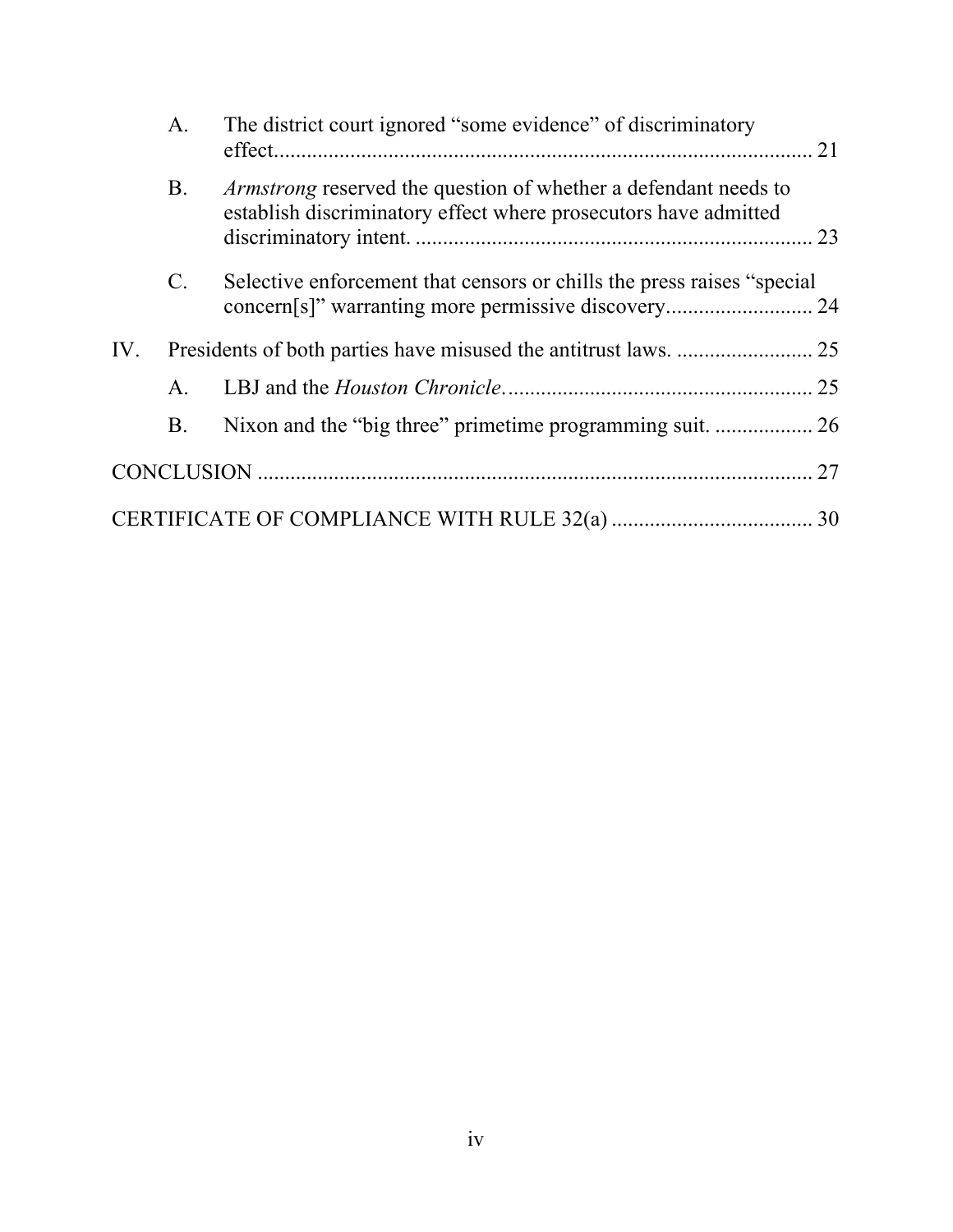A. The district court ignored "some evidence" of discriminatory effect. 21

B. *Armstrong* reserved the question of whether a defendant needs to establish discriminatory effect where prosecutors have admitted discriminatory intent. 23

C. Selective enforcement that censors or chills the press raises "special concern[s]" warranting more permissive discovery. 24

IV. Presidents of both parties have misused the antitrust laws. 25

A. LBJ and the *Houston Chronicle*. 25

B. Nixon and the "big three" primetime programming suit. 26

CONCLUSION 27

CERTIFICATE OF COMPLIANCE WITH RULE 32(a) 30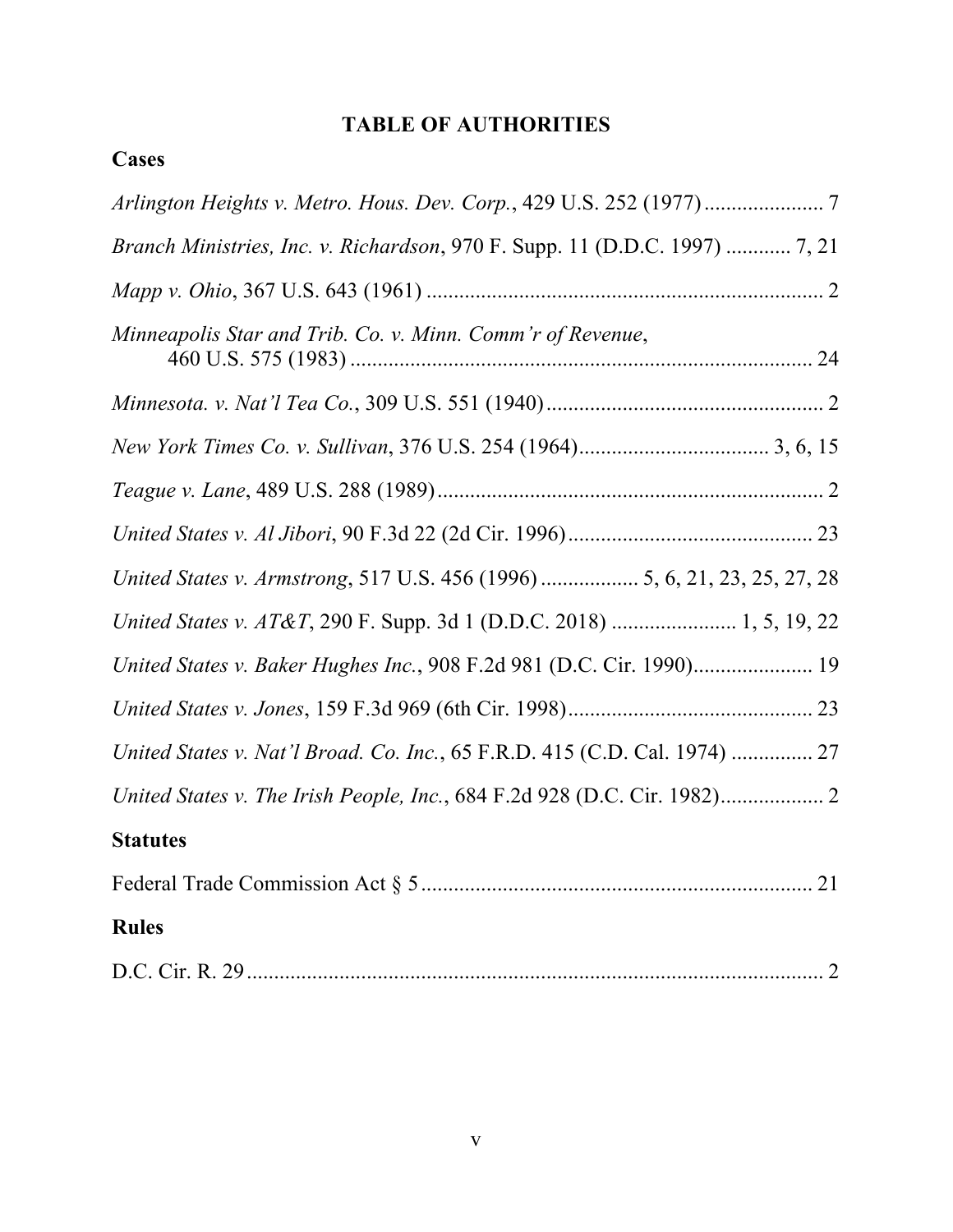# TABLE OF AUTHORITIES

## Cases

*Arlington Heights v. Metro. Hous. Dev. Corp.*, 429 U.S. 252 (1977) ...................... 7

*Branch Ministries, Inc. v. Richardson*, 970 F. Supp. 11 (D.D.C. 1997) ............ 7, 21

*Mapp v. Ohio*, 367 U.S. 643 (1961) ........................................................................ 2

*Minneapolis Star and Trib. Co. v. Minn. Comm'r of Revenue*, 460 U.S. 575 (1983) ..................................................................................... 24

*Minnesota. v. Nat'l Tea Co.*, 309 U.S. 551 (1940) ................................................... 2

*New York Times Co. v. Sullivan*, 376 U.S. 254 (1964).................................. 3, 6, 15

*Teague v. Lane*, 489 U.S. 288 (1989) ....................................................................... 2

*United States v. Al Jibori*, 90 F.3d 22 (2d Cir. 1996)............................................. 23

*United States v. Armstrong*, 517 U.S. 456 (1996) ................. 5, 6, 21, 23, 25, 27, 28

*United States v. AT&T*, 290 F. Supp. 3d 1 (D.D.C. 2018) ...................... 1, 5, 19, 22

*United States v. Baker Hughes Inc.*, 908 F.2d 981 (D.C. Cir. 1990)...................... 19

*United States v. Jones*, 159 F.3d 969 (6th Cir. 1998)............................................. 23

*United States v. Nat'l Broad. Co. Inc.*, 65 F.R.D. 415 (C.D. Cal. 1974) ............... 27

*United States v. The Irish People, Inc.*, 684 F.2d 928 (D.C. Cir. 1982).................. 2

## Statutes

Federal Trade Commission Act § 5 ........................................................................ 21

## Rules

D.C. Cir. R. 29 ........................................................................................................... 2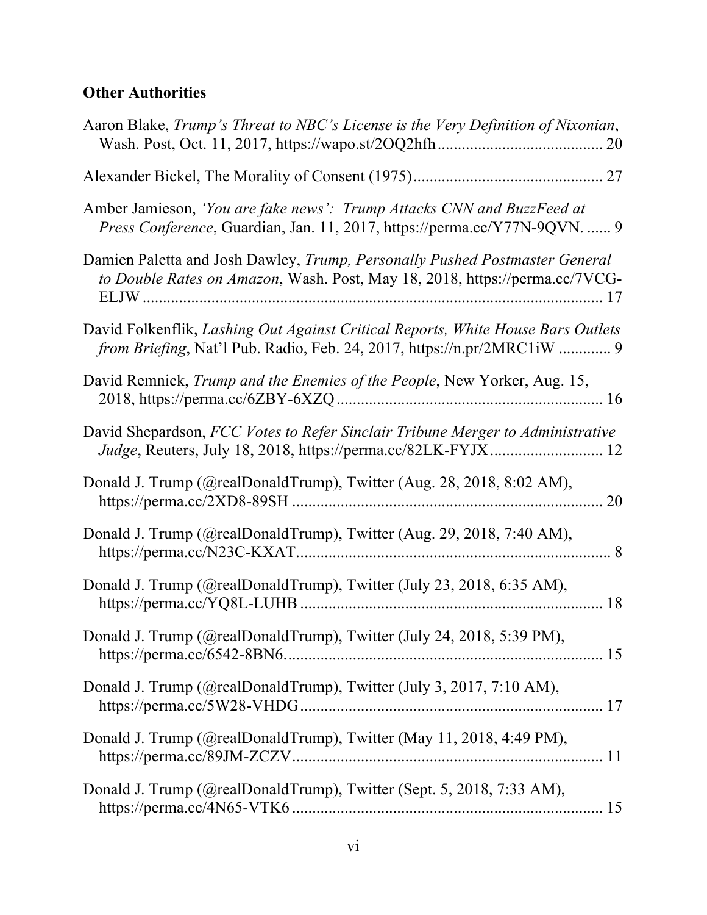**Other Authorities**

Aaron Blake, *Trump's Threat to NBC's License is the Very Definition of Nixonian*, Wash. Post, Oct. 11, 2017, https://wapo.st/2OQ2hfh ........................................ 20

Alexander Bickel, The Morality of Consent (1975) .............................................. 27

Amber Jamieson, *'You are fake news': Trump Attacks CNN and BuzzFeed at Press Conference*, Guardian, Jan. 11, 2017, https://perma.cc/Y77N-9QVN. ...... 9

Damien Paletta and Josh Dawley, *Trump, Personally Pushed Postmaster General to Double Rates on Amazon*, Wash. Post, May 18, 2018, https://perma.cc/7VCG-ELJW ................................................................................................. 17

David Folkenflik, *Lashing Out Against Critical Reports, White House Bars Outlets from Briefing*, Nat'l Pub. Radio, Feb. 24, 2017, https://n.pr/2MRC1iW ............. 9

David Remnick, *Trump and the Enemies of the People*, New Yorker, Aug. 15, 2018, https://perma.cc/6ZBY-6XZQ ................................................................ 16

David Shepardson, *FCC Votes to Refer Sinclair Tribune Merger to Administrative Judge*, Reuters, July 18, 2018, https://perma.cc/82LK-FYJX ........................... 12

Donald J. Trump (@realDonaldTrump), Twitter (Aug. 28, 2018, 8:02 AM), https://perma.cc/2XD8-89SH ........................................................................... 20

Donald J. Trump (@realDonaldTrump), Twitter (Aug. 29, 2018, 7:40 AM), https://perma.cc/N23C-KXAT ............................................................................ 8

Donald J. Trump (@realDonaldTrump), Twitter (July 23, 2018, 6:35 AM), https://perma.cc/YQ8L-LUHB .......................................................................... 18

Donald J. Trump (@realDonaldTrump), Twitter (July 24, 2018, 5:39 PM), https://perma.cc/6542-8BN6. ............................................................................. 15

Donald J. Trump (@realDonaldTrump), Twitter (July 3, 2017, 7:10 AM), https://perma.cc/5W28-VHDG .......................................................................... 17

Donald J. Trump (@realDonaldTrump), Twitter (May 11, 2018, 4:49 PM), https://perma.cc/89JM-ZCZV ............................................................................ 11

Donald J. Trump (@realDonaldTrump), Twitter (Sept. 5, 2018, 7:33 AM), https://perma.cc/4N65-VTK6 ............................................................................ 15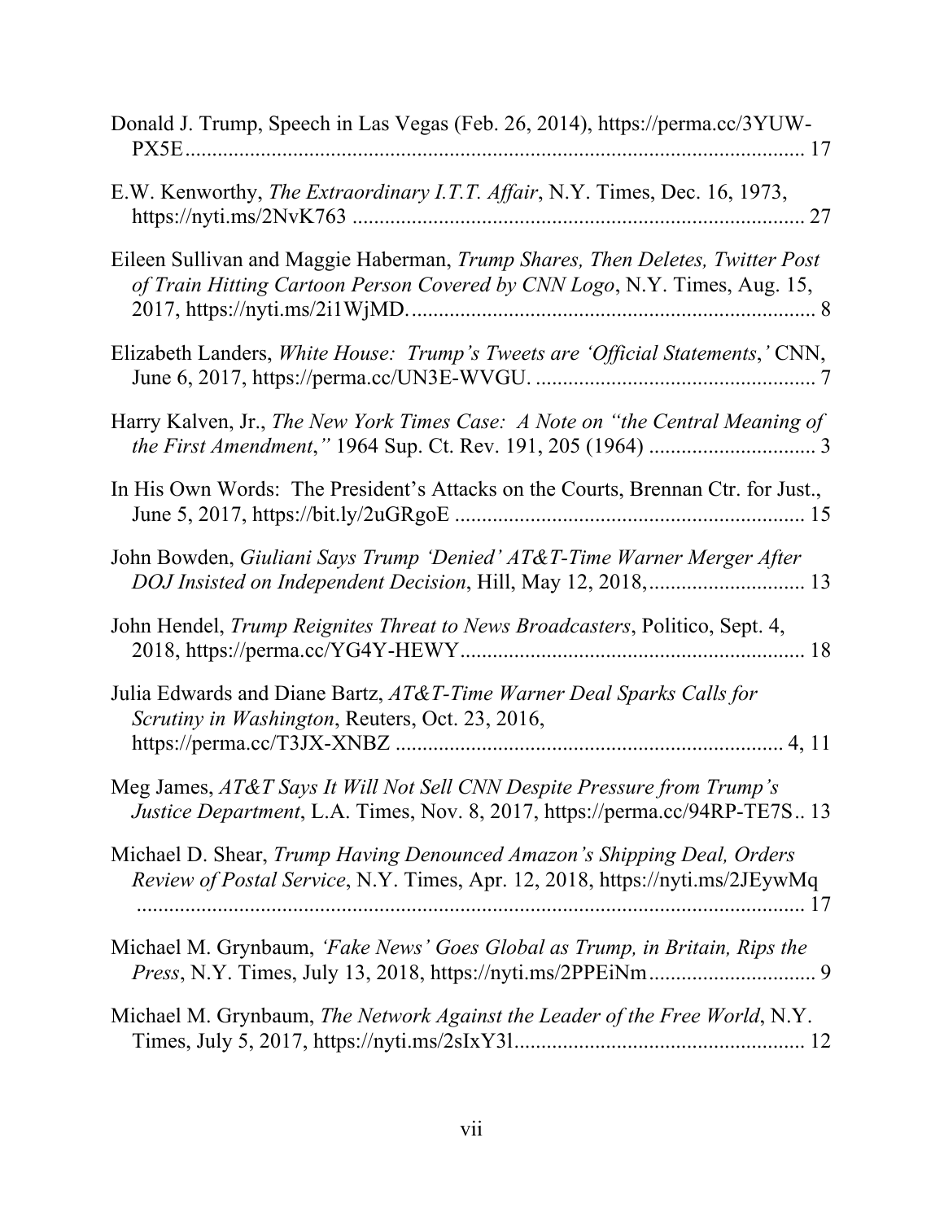Donald J. Trump, Speech in Las Vegas (Feb. 26, 2014), https://perma.cc/3YUW-PX5E ..................................................................................................................... 17

E.W. Kenworthy, *The Extraordinary I.T.T. Affair*, N.Y. Times, Dec. 16, 1973, https://nyti.ms/2NvK763 .................................................................................... 27

Eileen Sullivan and Maggie Haberman, *Trump Shares, Then Deletes, Twitter Post of Train Hitting Cartoon Person Covered by CNN Logo*, N.Y. Times, Aug. 15, 2017, https://nyti.ms/2i1WjMD. .......................................................................... 8

Elizabeth Landers, *White House: Trump's Tweets are 'Official Statements*,*'* CNN, June 6, 2017, https://perma.cc/UN3E-WVGU. .................................................... 7

Harry Kalven, Jr., *The New York Times Case: A Note on "the Central Meaning of the First Amendment*,*"* 1964 Sup. Ct. Rev. 191, 205 (1964) ............................... 3

In His Own Words: The President's Attacks on the Courts, Brennan Ctr. for Just., June 5, 2017, https://bit.ly/2uGRgoE ................................................................. 15

John Bowden, *Giuliani Says Trump 'Denied' AT&T-Time Warner Merger After DOJ Insisted on Independent Decision*, Hill, May 12, 2018,............................. 13

John Hendel, *Trump Reignites Threat to News Broadcasters*, Politico, Sept. 4, 2018, https://perma.cc/YG4Y-HEWY................................................................ 18

Julia Edwards and Diane Bartz, *AT&T-Time Warner Deal Sparks Calls for Scrutiny in Washington*, Reuters, Oct. 23, 2016, https://perma.cc/T3JX-XNBZ ....................................................................... 4, 11

Meg James, *AT&T Says It Will Not Sell CNN Despite Pressure from Trump's Justice Department*, L.A. Times, Nov. 8, 2017, https://perma.cc/94RP-TE7S.. 13

Michael D. Shear, *Trump Having Denounced Amazon's Shipping Deal, Orders Review of Postal Service*, N.Y. Times, Apr. 12, 2018, https://nyti.ms/2JEywMq ............................................................................................................................... 17

Michael M. Grynbaum, *'Fake News' Goes Global as Trump, in Britain, Rips the Press*, N.Y. Times, July 13, 2018, https://nyti.ms/2PPEiNm............................... 9

Michael M. Grynbaum, *The Network Against the Leader of the Free World*, N.Y. Times, July 5, 2017, https://nyti.ms/2sIxY3l...................................................... 12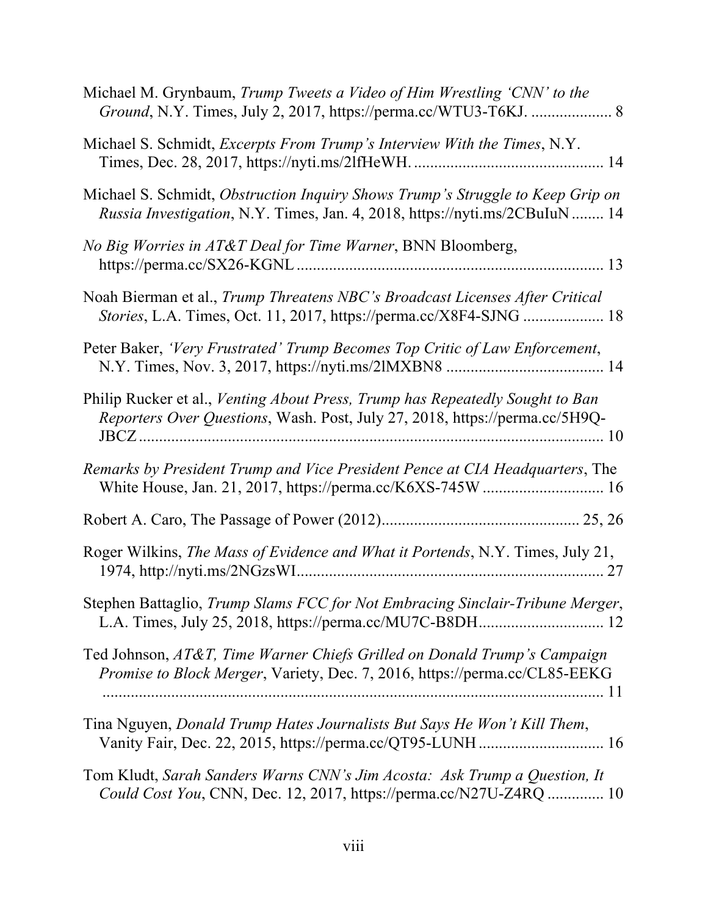Michael M. Grynbaum, *Trump Tweets a Video of Him Wrestling 'CNN' to the Ground*, N.Y. Times, July 2, 2017, https://perma.cc/WTU3-T6KJ. .................... 8

Michael S. Schmidt, *Excerpts From Trump's Interview With the Times*, N.Y. Times, Dec. 28, 2017, https://nyti.ms/2lfHeWH. ............................................... 14

Michael S. Schmidt, *Obstruction Inquiry Shows Trump's Struggle to Keep Grip on Russia Investigation*, N.Y. Times, Jan. 4, 2018, https://nyti.ms/2CBuIuN ........ 14

*No Big Worries in AT&T Deal for Time Warner*, BNN Bloomberg, https://perma.cc/SX26-KGNL ........................................................................... 13

Noah Bierman et al., *Trump Threatens NBC's Broadcast Licenses After Critical Stories*, L.A. Times, Oct. 11, 2017, https://perma.cc/X8F4-SJNG .................... 18

Peter Baker, *'Very Frustrated' Trump Becomes Top Critic of Law Enforcement*, N.Y. Times, Nov. 3, 2017, https://nyti.ms/2lMXBN8 ....................................... 14

Philip Rucker et al., *Venting About Press, Trump has Repeatedly Sought to Ban Reporters Over Questions*, Wash. Post, July 27, 2018, https://perma.cc/5H9Q-JBCZ ..................................................................................................... 10

*Remarks by President Trump and Vice President Pence at CIA Headquarters*, The White House, Jan. 21, 2017, https://perma.cc/K6XS-745W .............................. 16

Robert A. Caro, The Passage of Power (2012)................................................ 25, 26

Roger Wilkins, *The Mass of Evidence and What it Portends*, N.Y. Times, July 21, 1974, http://nyti.ms/2NGzsWI............................................................................ 27

Stephen Battaglio, *Trump Slams FCC for Not Embracing Sinclair-Tribune Merger*, L.A. Times, July 25, 2018, https://perma.cc/MU7C-B8DH............................... 12

Ted Johnson, *AT&T, Time Warner Chiefs Grilled on Donald Trump's Campaign Promise to Block Merger*, Variety, Dec. 7, 2016, https://perma.cc/CL85-EEKG ............................................................................................................... 11

Tina Nguyen, *Donald Trump Hates Journalists But Says He Won't Kill Them*, Vanity Fair, Dec. 22, 2015, https://perma.cc/QT95-LUNH ............................... 16

Tom Kludt, *Sarah Sanders Warns CNN's Jim Acosta: Ask Trump a Question, It Could Cost You*, CNN, Dec. 12, 2017, https://perma.cc/N27U-Z4RQ .............. 10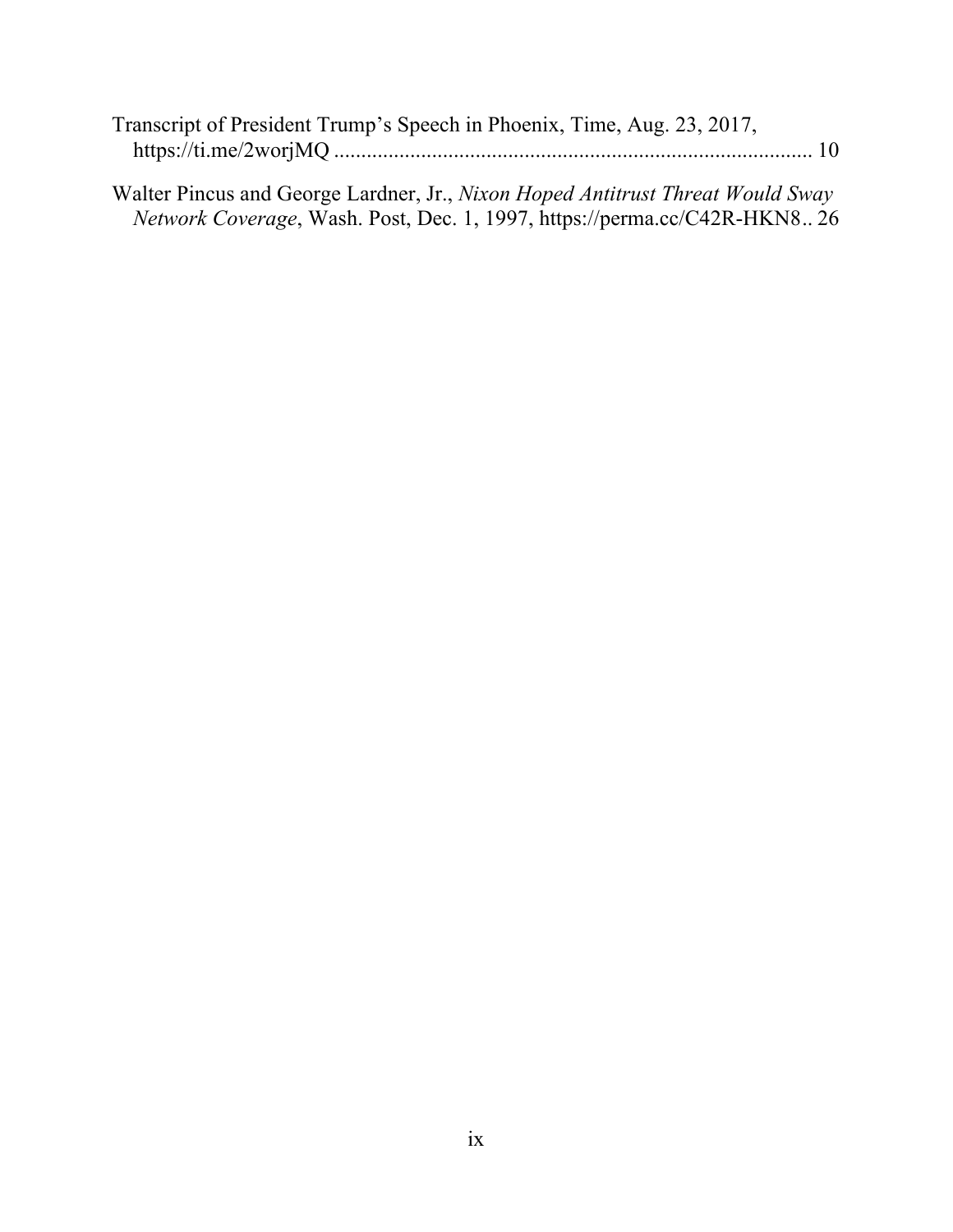Transcript of President Trump's Speech in Phoenix, Time, Aug. 23, 2017, https://ti.me/2worjMQ ........................................................................................ 10

Walter Pincus and George Lardner, Jr., *Nixon Hoped Antitrust Threat Would Sway Network Coverage*, Wash. Post, Dec. 1, 1997, https://perma.cc/C42R-HKN8.. 26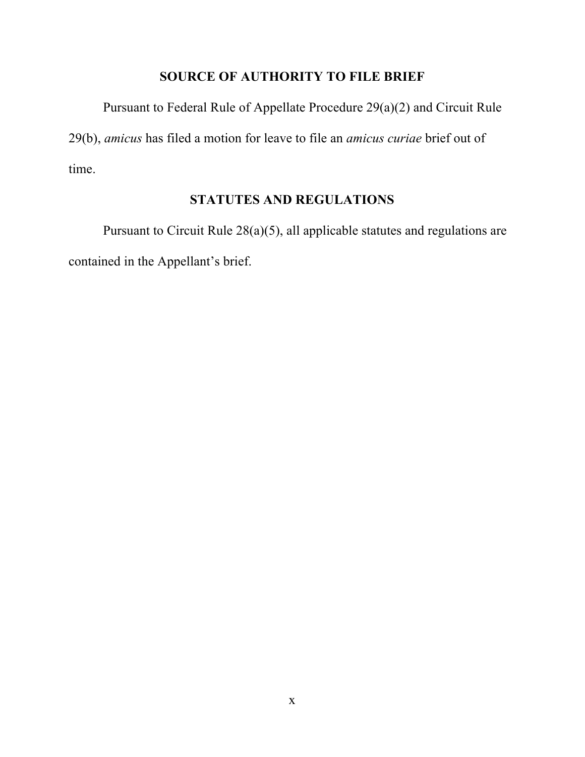## SOURCE OF AUTHORITY TO FILE BRIEF

Pursuant to Federal Rule of Appellate Procedure 29(a)(2) and Circuit Rule 29(b), *amicus* has filed a motion for leave to file an *amicus curiae* brief out of time.

## STATUTES AND REGULATIONS

Pursuant to Circuit Rule 28(a)(5), all applicable statutes and regulations are contained in the Appellant's brief.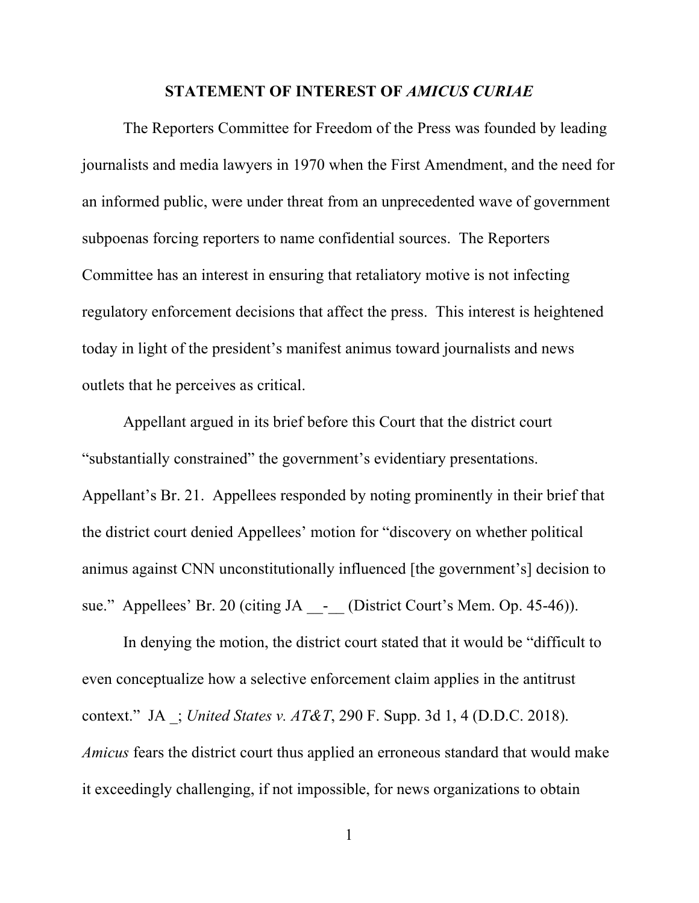## STATEMENT OF INTEREST OF *AMICUS CURIAE*

The Reporters Committee for Freedom of the Press was founded by leading journalists and media lawyers in 1970 when the First Amendment, and the need for an informed public, were under threat from an unprecedented wave of government subpoenas forcing reporters to name confidential sources. The Reporters Committee has an interest in ensuring that retaliatory motive is not infecting regulatory enforcement decisions that affect the press. This interest is heightened today in light of the president's manifest animus toward journalists and news outlets that he perceives as critical.

Appellant argued in its brief before this Court that the district court "substantially constrained" the government's evidentiary presentations. Appellant's Br. 21. Appellees responded by noting prominently in their brief that the district court denied Appellees' motion for "discovery on whether political animus against CNN unconstitutionally influenced [the government's] decision to sue." Appellees' Br. 20 (citing JA __-__ (District Court's Mem. Op. 45-46)).

In denying the motion, the district court stated that it would be "difficult to even conceptualize how a selective enforcement claim applies in the antitrust context." JA _; *United States v. AT&T*, 290 F. Supp. 3d 1, 4 (D.D.C. 2018). *Amicus* fears the district court thus applied an erroneous standard that would make it exceedingly challenging, if not impossible, for news organizations to obtain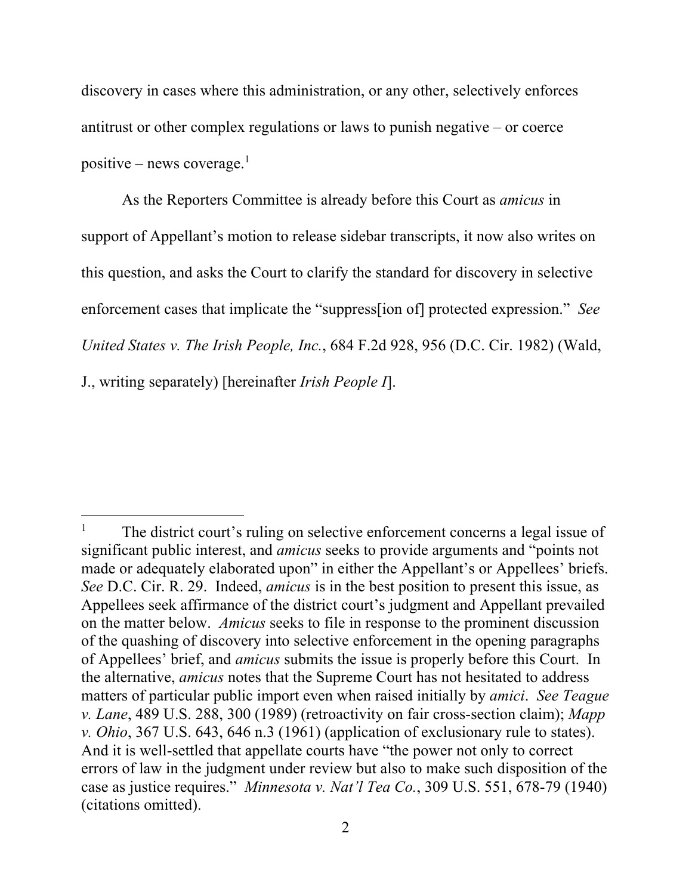discovery in cases where this administration, or any other, selectively enforces antitrust or other complex regulations or laws to punish negative – or coerce positive – news coverage.[1]

As the Reporters Committee is already before this Court as *amicus* in support of Appellant's motion to release sidebar transcripts, it now also writes on this question, and asks the Court to clarify the standard for discovery in selective enforcement cases that implicate the "suppress[ion of] protected expression." *See United States v. The Irish People, Inc.*, 684 F.2d 928, 956 (D.C. Cir. 1982) (Wald, J., writing separately) [hereinafter *Irish People I*].

---

[1] The district court's ruling on selective enforcement concerns a legal issue of significant public interest, and *amicus* seeks to provide arguments and "points not made or adequately elaborated upon" in either the Appellant's or Appellees' briefs. *See* D.C. Cir. R. 29. Indeed, *amicus* is in the best position to present this issue, as Appellees seek affirmance of the district court's judgment and Appellant prevailed on the matter below. *Amicus* seeks to file in response to the prominent discussion of the quashing of discovery into selective enforcement in the opening paragraphs of Appellees' brief, and *amicus* submits the issue is properly before this Court. In the alternative, *amicus* notes that the Supreme Court has not hesitated to address matters of particular public import even when raised initially by *amici*. *See Teague v. Lane*, 489 U.S. 288, 300 (1989) (retroactivity on fair cross-section claim); *Mapp v. Ohio*, 367 U.S. 643, 646 n.3 (1961) (application of exclusionary rule to states). And it is well-settled that appellate courts have "the power not only to correct errors of law in the judgment under review but also to make such disposition of the case as justice requires." *Minnesota v. Nat'l Tea Co.*, 309 U.S. 551, 678-79 (1940) (citations omitted).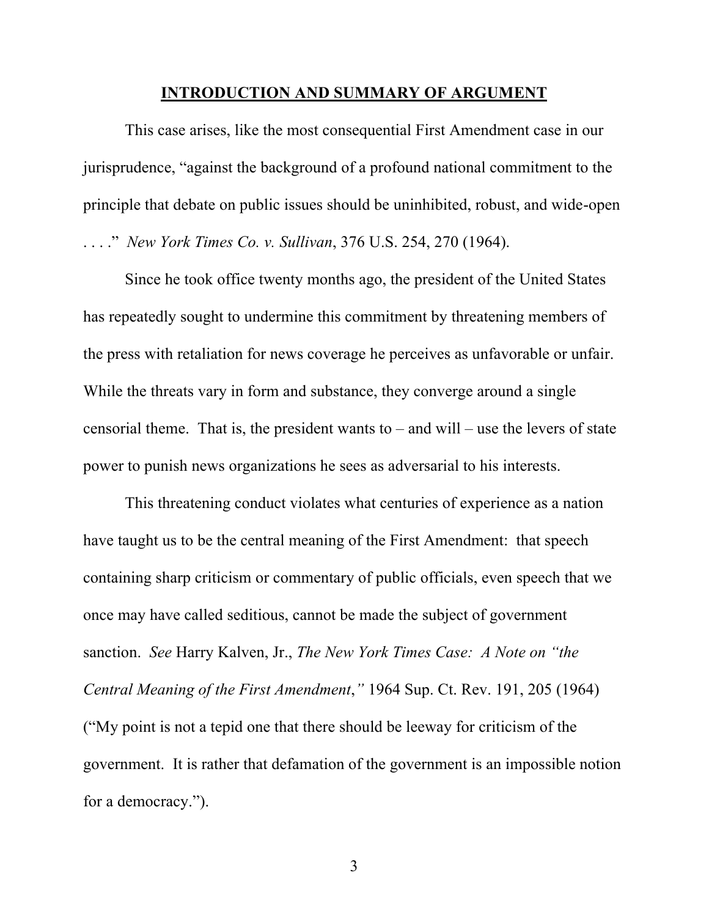## INTRODUCTION AND SUMMARY OF ARGUMENT

This case arises, like the most consequential First Amendment case in our jurisprudence, "against the background of a profound national commitment to the principle that debate on public issues should be uninhibited, robust, and wide-open . . . ." *New York Times Co. v. Sullivan*, 376 U.S. 254, 270 (1964).

Since he took office twenty months ago, the president of the United States has repeatedly sought to undermine this commitment by threatening members of the press with retaliation for news coverage he perceives as unfavorable or unfair. While the threats vary in form and substance, they converge around a single censorial theme. That is, the president wants to – and will – use the levers of state power to punish news organizations he sees as adversarial to his interests.

This threatening conduct violates what centuries of experience as a nation have taught us to be the central meaning of the First Amendment: that speech containing sharp criticism or commentary of public officials, even speech that we once may have called seditious, cannot be made the subject of government sanction. *See* Harry Kalven, Jr., *The New York Times Case: A Note on "the Central Meaning of the First Amendment*,*"* 1964 Sup. Ct. Rev. 191, 205 (1964) ("My point is not a tepid one that there should be leeway for criticism of the government. It is rather that defamation of the government is an impossible notion for a democracy.").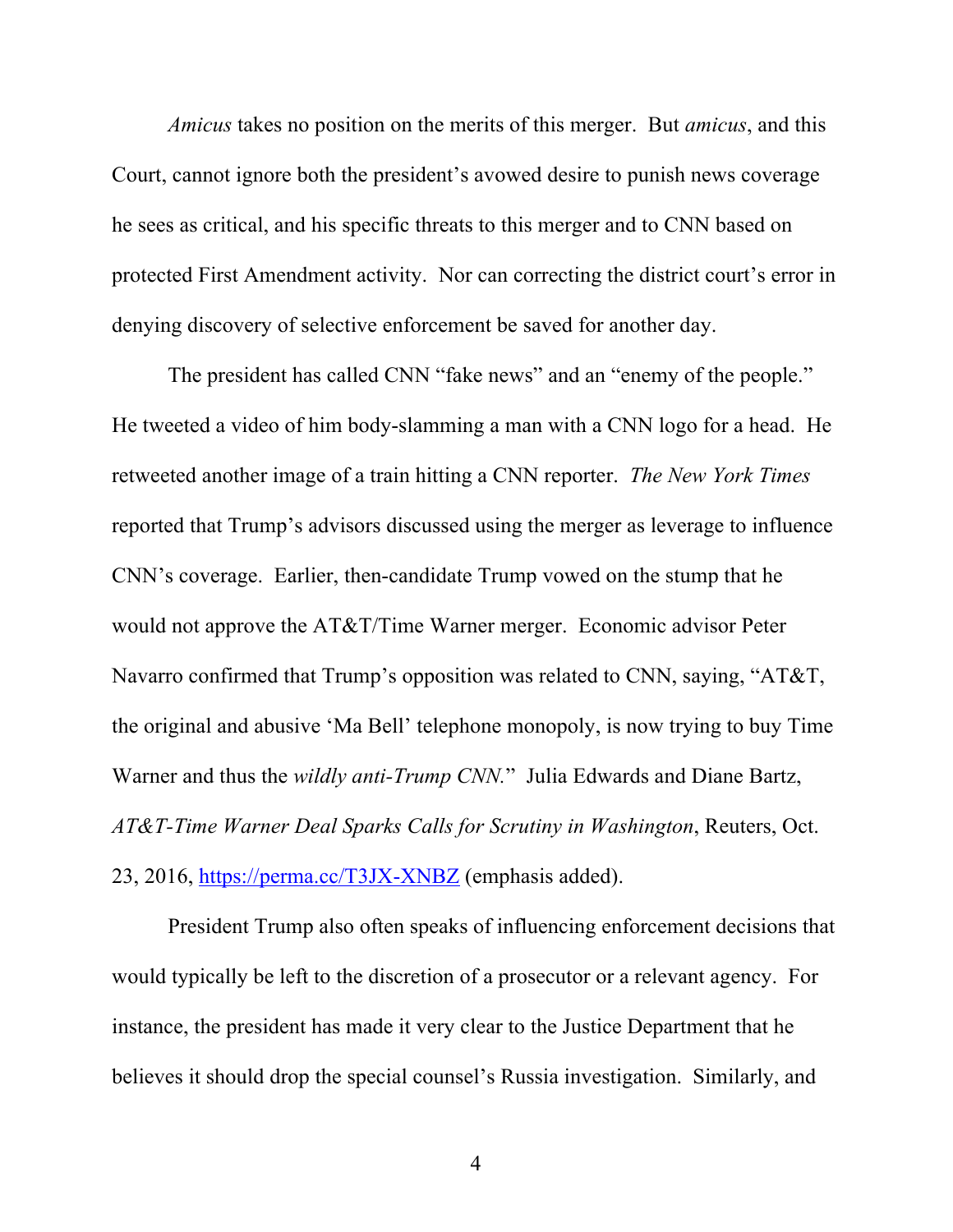*Amicus* takes no position on the merits of this merger. But *amicus*, and this Court, cannot ignore both the president's avowed desire to punish news coverage he sees as critical, and his specific threats to this merger and to CNN based on protected First Amendment activity. Nor can correcting the district court's error in denying discovery of selective enforcement be saved for another day.

The president has called CNN "fake news" and an "enemy of the people." He tweeted a video of him body-slamming a man with a CNN logo for a head. He retweeted another image of a train hitting a CNN reporter. *The New York Times* reported that Trump's advisors discussed using the merger as leverage to influence CNN's coverage. Earlier, then-candidate Trump vowed on the stump that he would not approve the AT&T/Time Warner merger. Economic advisor Peter Navarro confirmed that Trump's opposition was related to CNN, saying, "AT&T, the original and abusive 'Ma Bell' telephone monopoly, is now trying to buy Time Warner and thus the *wildly anti-Trump CNN*." Julia Edwards and Diane Bartz, *AT&T-Time Warner Deal Sparks Calls for Scrutiny in Washington*, Reuters, Oct. 23, 2016, [https://perma.cc/T3JX-XNBZ](https://perma.cc/T3JX-XNBZ) (emphasis added).

President Trump also often speaks of influencing enforcement decisions that would typically be left to the discretion of a prosecutor or a relevant agency. For instance, the president has made it very clear to the Justice Department that he believes it should drop the special counsel's Russia investigation. Similarly, and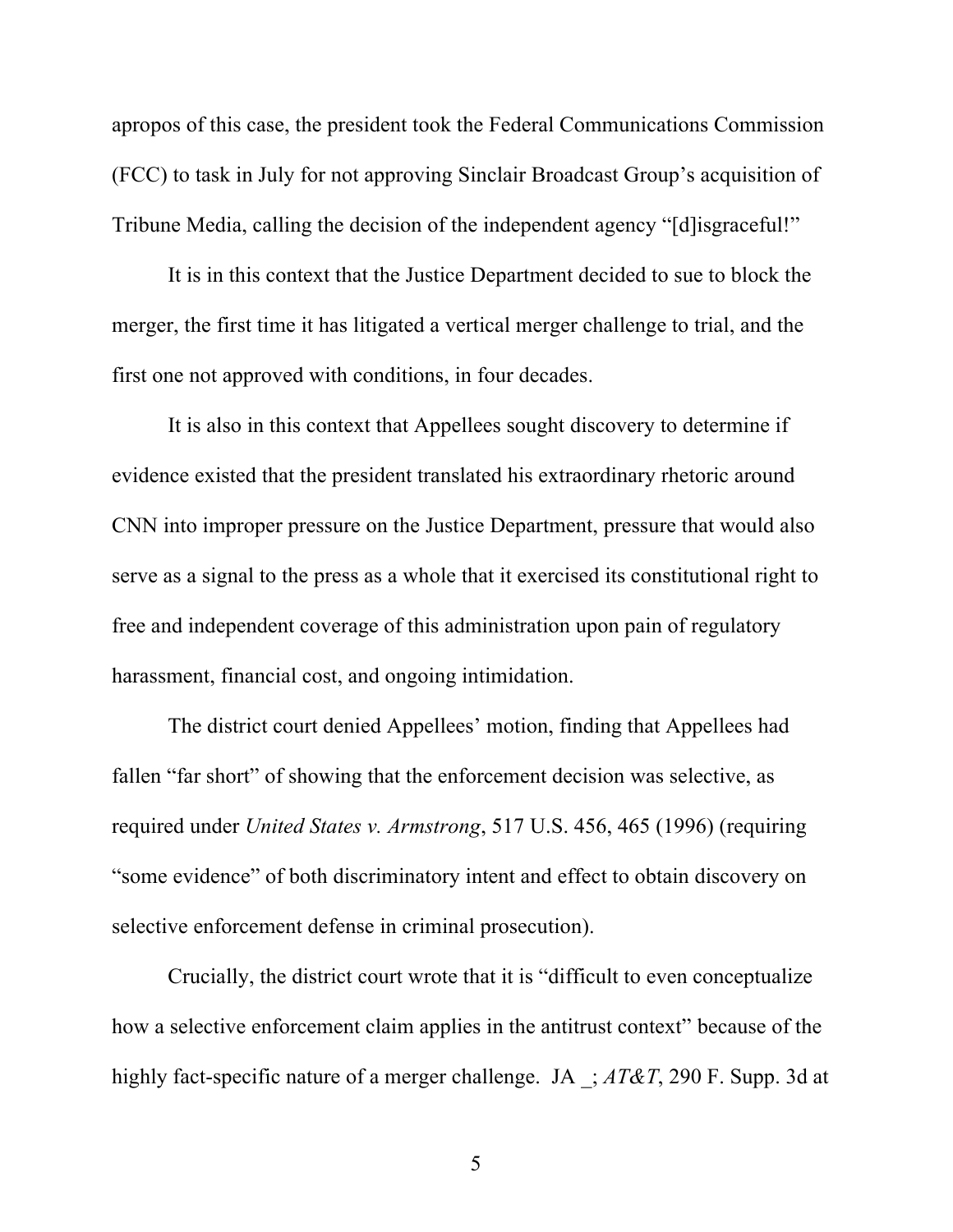apropos of this case, the president took the Federal Communications Commission (FCC) to task in July for not approving Sinclair Broadcast Group's acquisition of Tribune Media, calling the decision of the independent agency "[d]isgraceful!"

It is in this context that the Justice Department decided to sue to block the merger, the first time it has litigated a vertical merger challenge to trial, and the first one not approved with conditions, in four decades.

It is also in this context that Appellees sought discovery to determine if evidence existed that the president translated his extraordinary rhetoric around CNN into improper pressure on the Justice Department, pressure that would also serve as a signal to the press as a whole that it exercised its constitutional right to free and independent coverage of this administration upon pain of regulatory harassment, financial cost, and ongoing intimidation.

The district court denied Appellees' motion, finding that Appellees had fallen "far short" of showing that the enforcement decision was selective, as required under *United States v. Armstrong*, 517 U.S. 456, 465 (1996) (requiring "some evidence" of both discriminatory intent and effect to obtain discovery on selective enforcement defense in criminal prosecution).

Crucially, the district court wrote that it is "difficult to even conceptualize how a selective enforcement claim applies in the antitrust context" because of the highly fact-specific nature of a merger challenge. JA _; *AT&T*, 290 F. Supp. 3d at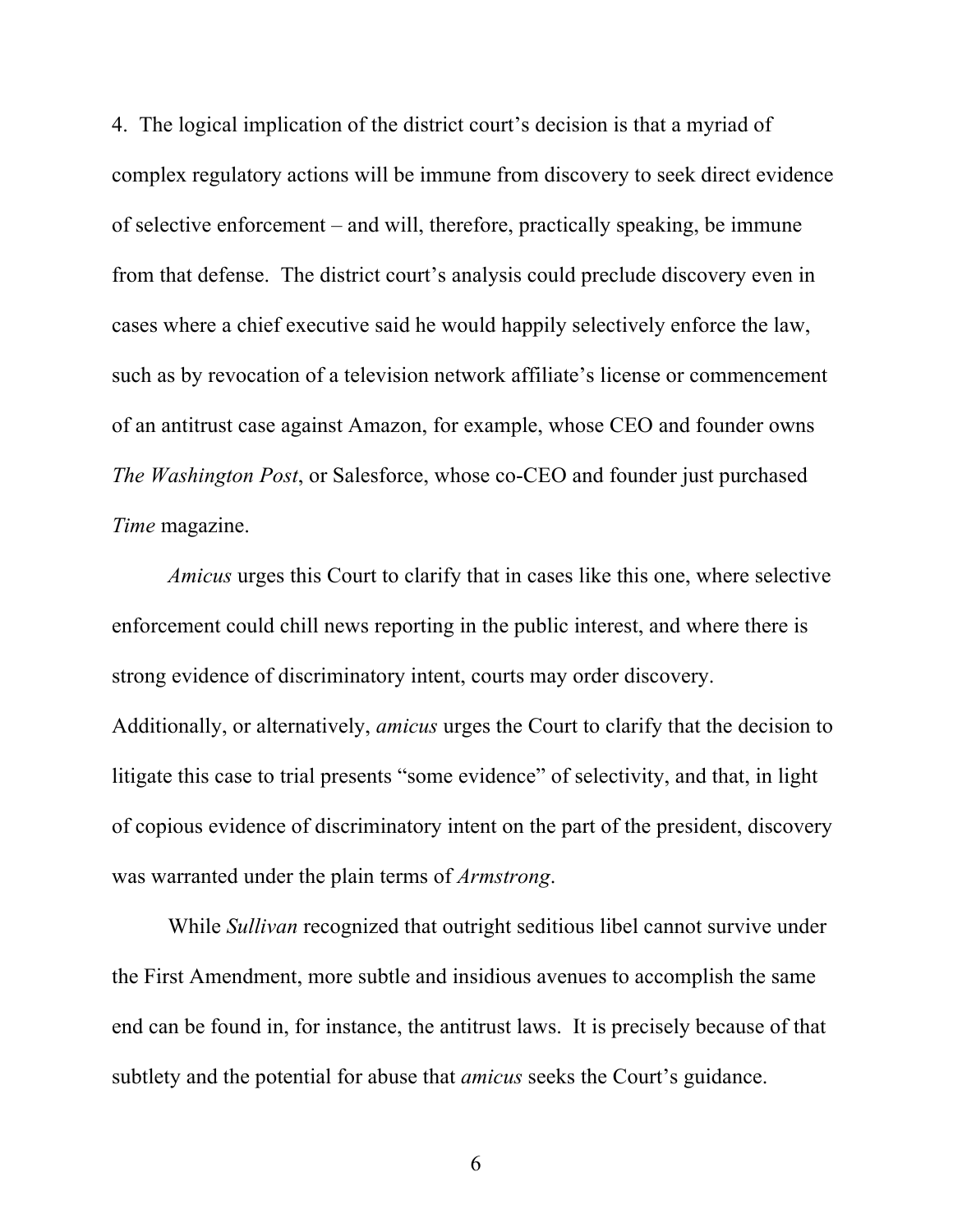4. The logical implication of the district court's decision is that a myriad of complex regulatory actions will be immune from discovery to seek direct evidence of selective enforcement – and will, therefore, practically speaking, be immune from that defense. The district court's analysis could preclude discovery even in cases where a chief executive said he would happily selectively enforce the law, such as by revocation of a television network affiliate's license or commencement of an antitrust case against Amazon, for example, whose CEO and founder owns *The Washington Post*, or Salesforce, whose co-CEO and founder just purchased *Time* magazine.

*Amicus* urges this Court to clarify that in cases like this one, where selective enforcement could chill news reporting in the public interest, and where there is strong evidence of discriminatory intent, courts may order discovery. Additionally, or alternatively, *amicus* urges the Court to clarify that the decision to litigate this case to trial presents "some evidence" of selectivity, and that, in light of copious evidence of discriminatory intent on the part of the president, discovery was warranted under the plain terms of *Armstrong*.

While *Sullivan* recognized that outright seditious libel cannot survive under the First Amendment, more subtle and insidious avenues to accomplish the same end can be found in, for instance, the antitrust laws. It is precisely because of that subtlety and the potential for abuse that *amicus* seeks the Court's guidance.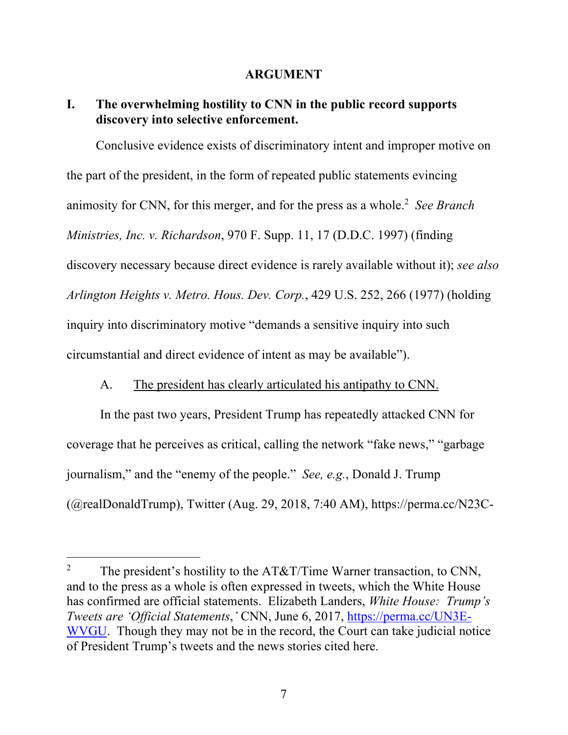## ARGUMENT

### I. The overwhelming hostility to CNN in the public record supports discovery into selective enforcement.

Conclusive evidence exists of discriminatory intent and improper motive on the part of the president, in the form of repeated public statements evincing animosity for CNN, for this merger, and for the press as a whole.[2] *See Branch Ministries, Inc. v. Richardson*, 970 F. Supp. 11, 17 (D.D.C. 1997) (finding discovery necessary because direct evidence is rarely available without it); *see also Arlington Heights v. Metro. Hous. Dev. Corp.*, 429 U.S. 252, 266 (1977) (holding inquiry into discriminatory motive "demands a sensitive inquiry into such circumstantial and direct evidence of intent as may be available").

#### A. The president has clearly articulated his antipathy to CNN.

In the past two years, President Trump has repeatedly attacked CNN for coverage that he perceives as critical, calling the network "fake news," "garbage journalism," and the "enemy of the people." *See, e.g.*, Donald J. Trump (@realDonaldTrump), Twitter (Aug. 29, 2018, 7:40 AM), https://perma.cc/N23C-

---

[2] The president's hostility to the AT&T/Time Warner transaction, to CNN, and to the press as a whole is often expressed in tweets, which the White House has confirmed are official statements. Elizabeth Landers, *White House: Trump's Tweets are 'Official Statements,'* CNN, June 6, 2017, https://perma.cc/UN3E-WVGU. Though they may not be in the record, the Court can take judicial notice of President Trump's tweets and the news stories cited here.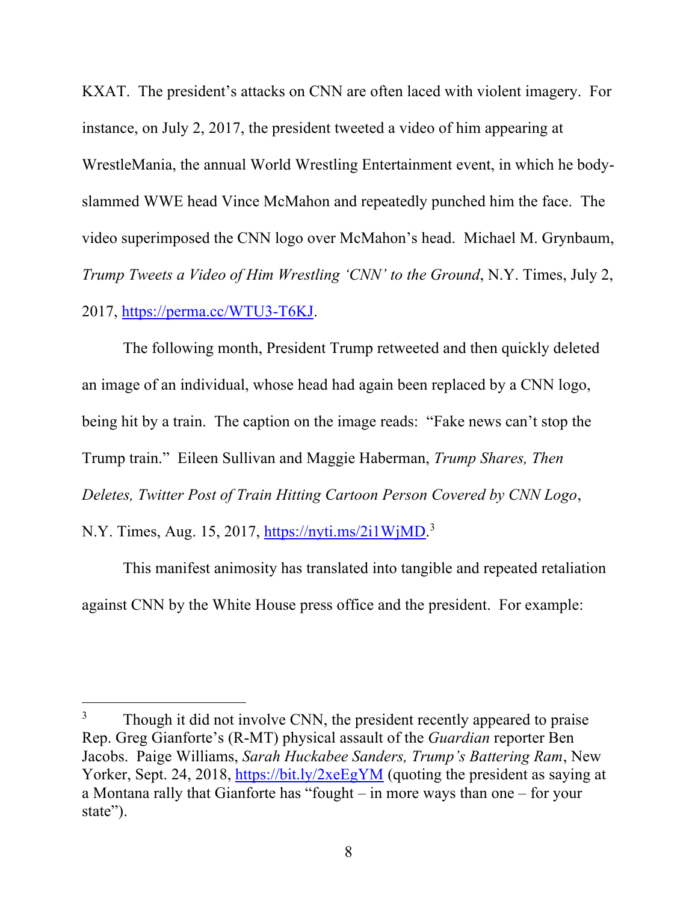KXAT. The president's attacks on CNN are often laced with violent imagery. For instance, on July 2, 2017, the president tweeted a video of him appearing at WrestleMania, the annual World Wrestling Entertainment event, in which he body-slammed WWE head Vince McMahon and repeatedly punched him the face. The video superimposed the CNN logo over McMahon's head. Michael M. Grynbaum, *Trump Tweets a Video of Him Wrestling 'CNN' to the Ground*, N.Y. Times, July 2, 2017, https://perma.cc/WTU3-T6KJ.

The following month, President Trump retweeted and then quickly deleted an image of an individual, whose head had again been replaced by a CNN logo, being hit by a train. The caption on the image reads: "Fake news can't stop the Trump train." Eileen Sullivan and Maggie Haberman, *Trump Shares, Then Deletes, Twitter Post of Train Hitting Cartoon Person Covered by CNN Logo*, N.Y. Times, Aug. 15, 2017, https://nyti.ms/2i1WjMD.[3]

This manifest animosity has translated into tangible and repeated retaliation against CNN by the White House press office and the president. For example:

---

[3] Though it did not involve CNN, the president recently appeared to praise Rep. Greg Gianforte's (R-MT) physical assault of the *Guardian* reporter Ben Jacobs. Paige Williams, *Sarah Huckabee Sanders, Trump's Battering Ram*, New Yorker, Sept. 24, 2018, https://bit.ly/2xeEgYM (quoting the president as saying at a Montana rally that Gianforte has "fought – in more ways than one – for your state").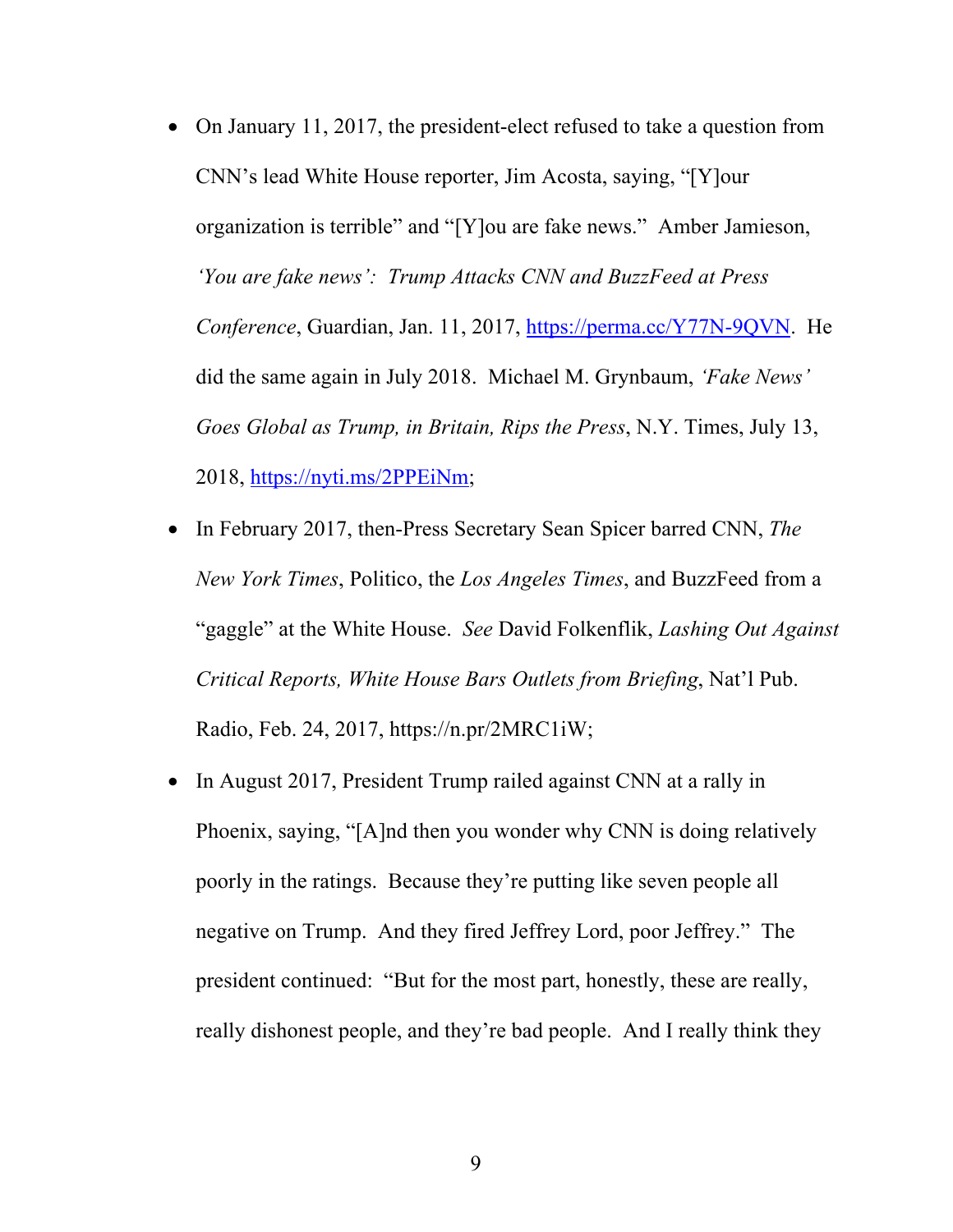- On January 11, 2017, the president-elect refused to take a question from CNN's lead White House reporter, Jim Acosta, saying, "[Y]our organization is terrible" and "[Y]ou are fake news." Amber Jamieson, *'You are fake news': Trump Attacks CNN and BuzzFeed at Press Conference*, Guardian, Jan. 11, 2017, [https://perma.cc/Y77N-9QVN](https://perma.cc/Y77N-9QVN). He did the same again in July 2018. Michael M. Grynbaum, *'Fake News' Goes Global as Trump, in Britain, Rips the Press*, N.Y. Times, July 13, 2018, [https://nyti.ms/2PPEiNm](https://nyti.ms/2PPEiNm);
- In February 2017, then-Press Secretary Sean Spicer barred CNN, *The New York Times*, Politico, the *Los Angeles Times*, and BuzzFeed from a "gaggle" at the White House. *See* David Folkenflik, *Lashing Out Against Critical Reports, White House Bars Outlets from Briefing*, Nat'l Pub. Radio, Feb. 24, 2017, https://n.pr/2MRC1iW;
- In August 2017, President Trump railed against CNN at a rally in Phoenix, saying, "[A]nd then you wonder why CNN is doing relatively poorly in the ratings. Because they're putting like seven people all negative on Trump. And they fired Jeffrey Lord, poor Jeffrey." The president continued: "But for the most part, honestly, these are really, really dishonest people, and they're bad people. And I really think they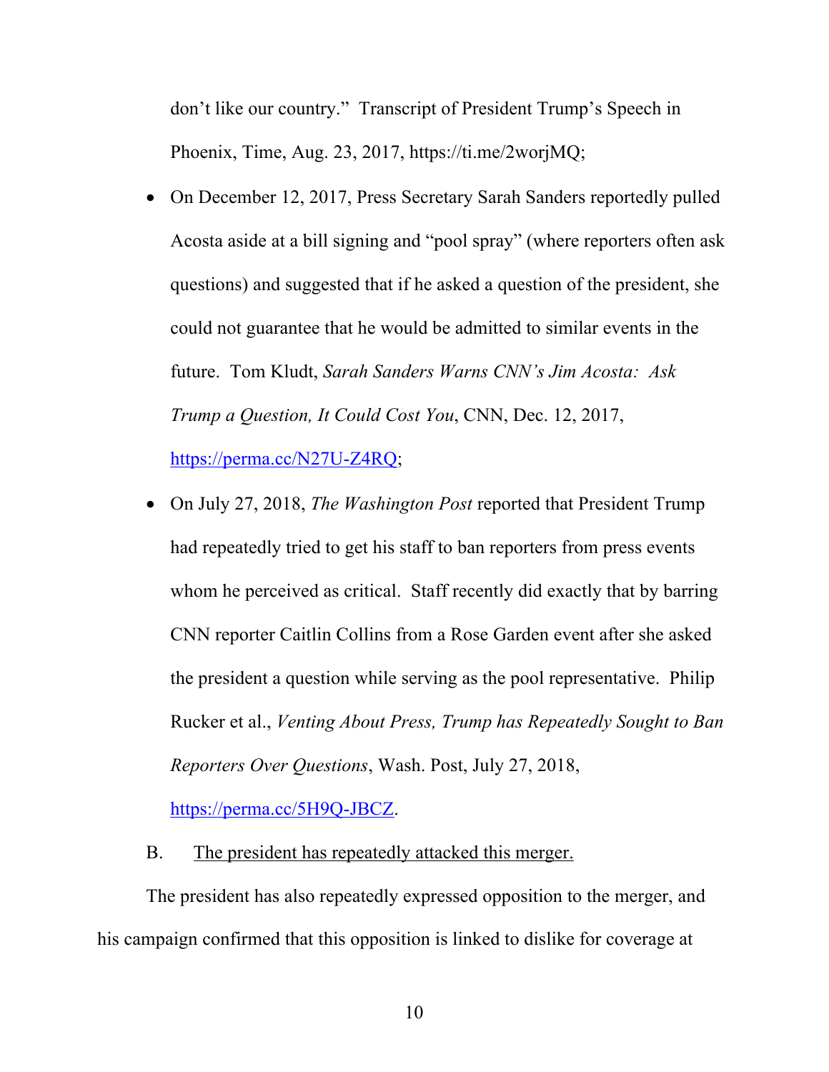don't like our country." Transcript of President Trump's Speech in Phoenix, Time, Aug. 23, 2017, https://ti.me/2worjMQ;

- On December 12, 2017, Press Secretary Sarah Sanders reportedly pulled Acosta aside at a bill signing and "pool spray" (where reporters often ask questions) and suggested that if he asked a question of the president, she could not guarantee that he would be admitted to similar events in the future. Tom Kludt, *Sarah Sanders Warns CNN's Jim Acosta: Ask Trump a Question, It Could Cost You*, CNN, Dec. 12, 2017, https://perma.cc/N27U-Z4RQ;
- On July 27, 2018, *The Washington Post* reported that President Trump had repeatedly tried to get his staff to ban reporters from press events whom he perceived as critical. Staff recently did exactly that by barring CNN reporter Caitlin Collins from a Rose Garden event after she asked the president a question while serving as the pool representative. Philip Rucker et al., *Venting About Press, Trump has Repeatedly Sought to Ban Reporters Over Questions*, Wash. Post, July 27, 2018, https://perma.cc/5H9Q-JBCZ.

B. The president has repeatedly attacked this merger.

The president has also repeatedly expressed opposition to the merger, and his campaign confirmed that this opposition is linked to dislike for coverage at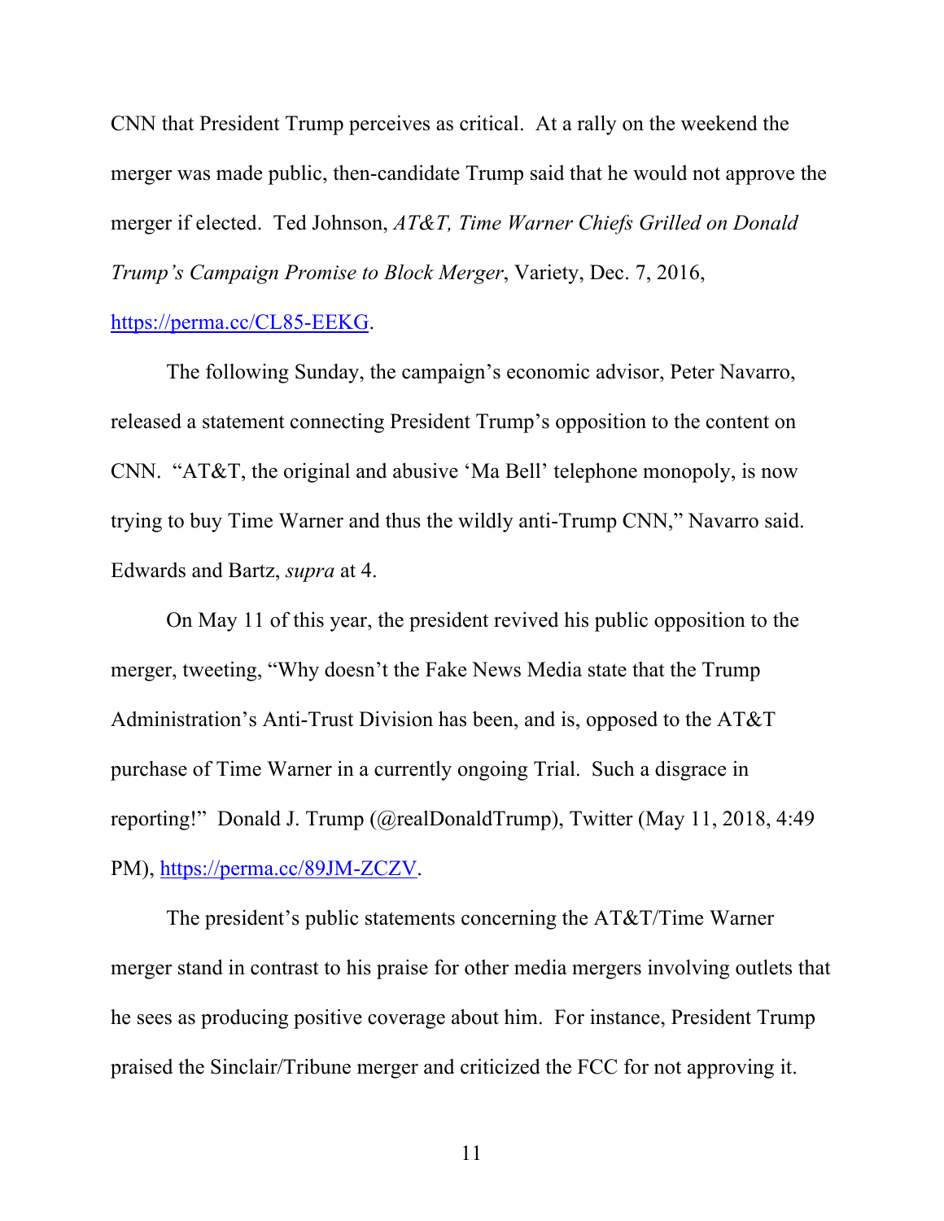CNN that President Trump perceives as critical. At a rally on the weekend the merger was made public, then-candidate Trump said that he would not approve the merger if elected. Ted Johnson, *AT&T, Time Warner Chiefs Grilled on Donald Trump's Campaign Promise to Block Merger*, Variety, Dec. 7, 2016, https://perma.cc/CL85-EEKG.

The following Sunday, the campaign's economic advisor, Peter Navarro, released a statement connecting President Trump's opposition to the content on CNN. "AT&T, the original and abusive 'Ma Bell' telephone monopoly, is now trying to buy Time Warner and thus the wildly anti-Trump CNN," Navarro said. Edwards and Bartz, *supra* at 4.

On May 11 of this year, the president revived his public opposition to the merger, tweeting, "Why doesn't the Fake News Media state that the Trump Administration's Anti-Trust Division has been, and is, opposed to the AT&T purchase of Time Warner in a currently ongoing Trial. Such a disgrace in reporting!" Donald J. Trump (@realDonaldTrump), Twitter (May 11, 2018, 4:49 PM), https://perma.cc/89JM-ZCZV.

The president's public statements concerning the AT&T/Time Warner merger stand in contrast to his praise for other media mergers involving outlets that he sees as producing positive coverage about him. For instance, President Trump praised the Sinclair/Tribune merger and criticized the FCC for not approving it.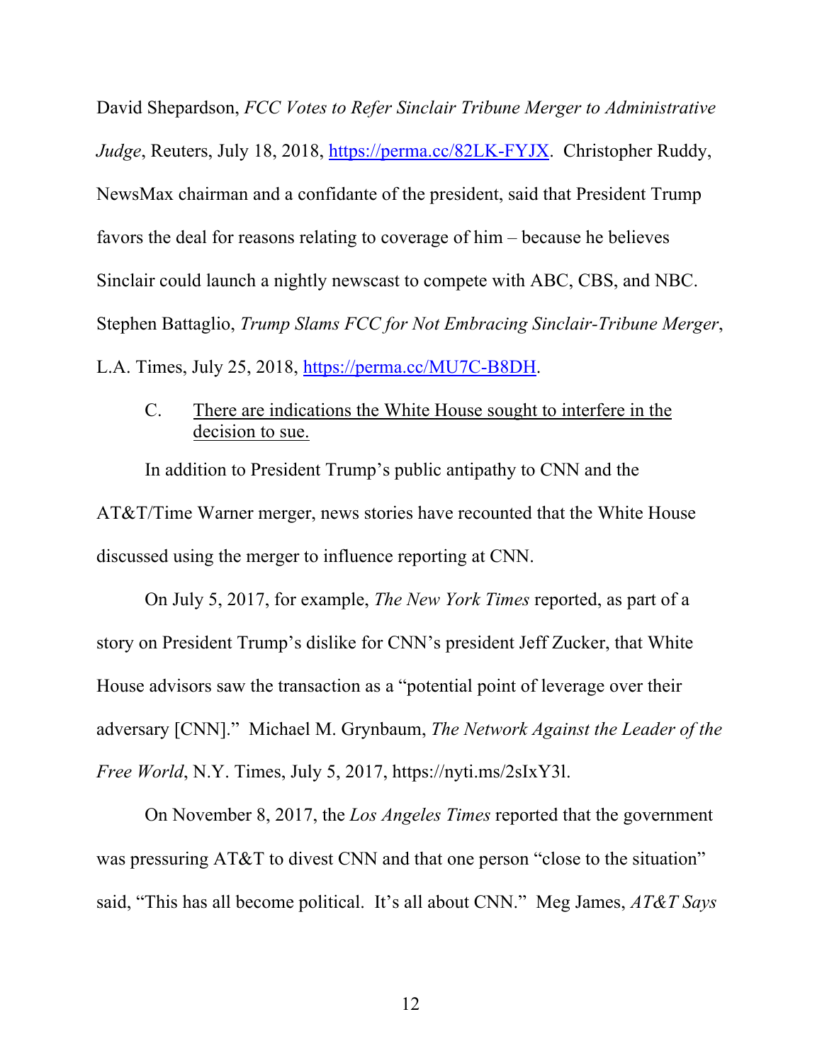David Shepardson, *FCC Votes to Refer Sinclair Tribune Merger to Administrative Judge*, Reuters, July 18, 2018, https://perma.cc/82LK-FYJX. Christopher Ruddy, NewsMax chairman and a confidante of the president, said that President Trump favors the deal for reasons relating to coverage of him – because he believes Sinclair could launch a nightly newscast to compete with ABC, CBS, and NBC. Stephen Battaglio, *Trump Slams FCC for Not Embracing Sinclair-Tribune Merger*, L.A. Times, July 25, 2018, https://perma.cc/MU7C-B8DH.

### C. There are indications the White House sought to interfere in the decision to sue.

In addition to President Trump's public antipathy to CNN and the AT&T/Time Warner merger, news stories have recounted that the White House discussed using the merger to influence reporting at CNN.

On July 5, 2017, for example, *The New York Times* reported, as part of a story on President Trump's dislike for CNN's president Jeff Zucker, that White House advisors saw the transaction as a "potential point of leverage over their adversary [CNN]." Michael M. Grynbaum, *The Network Against the Leader of the Free World*, N.Y. Times, July 5, 2017, https://nyti.ms/2sIxY3l.

On November 8, 2017, the *Los Angeles Times* reported that the government was pressuring AT&T to divest CNN and that one person "close to the situation" said, "This has all become political. It's all about CNN." Meg James, *AT&T Says*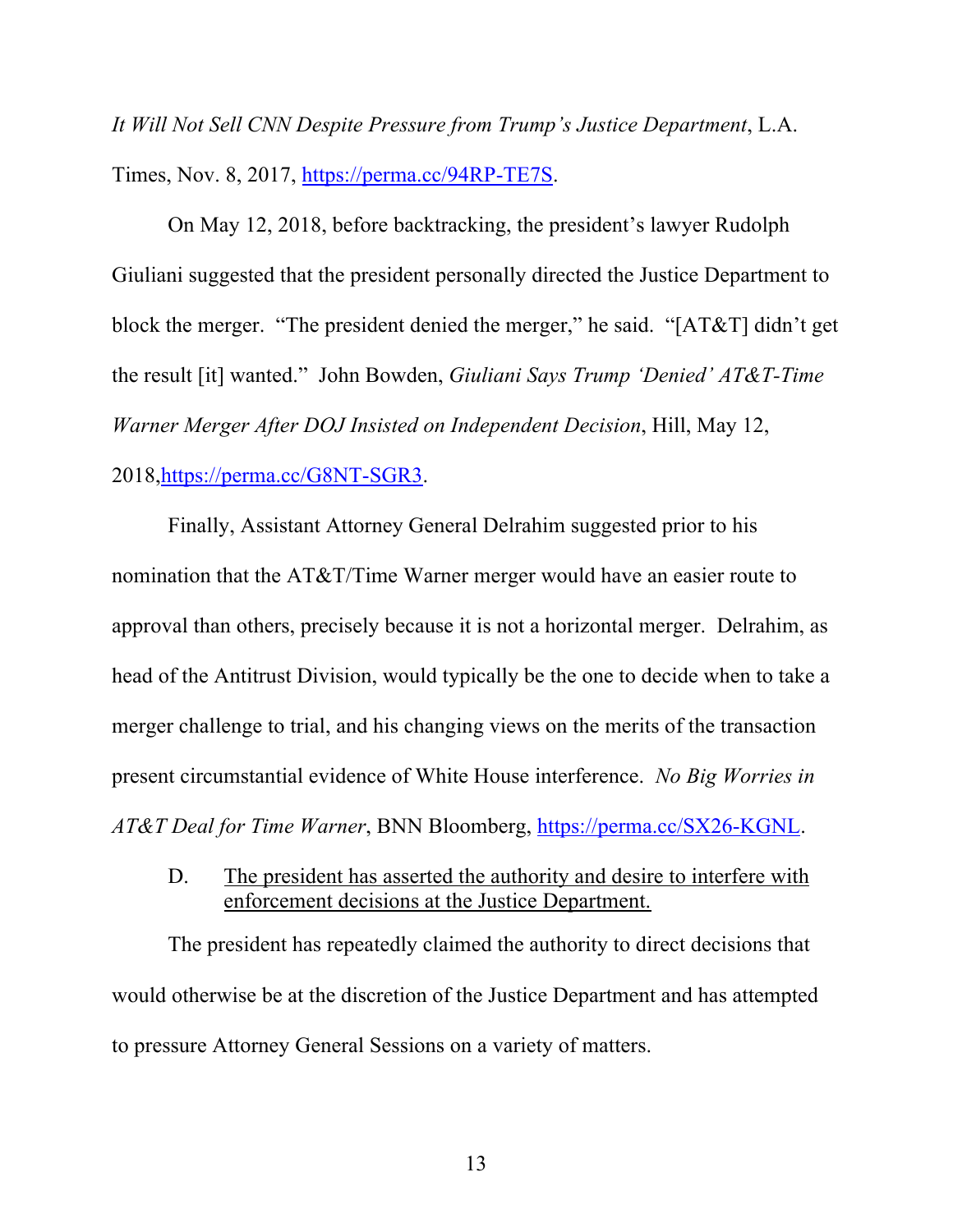*It Will Not Sell CNN Despite Pressure from Trump's Justice Department*, L.A. Times, Nov. 8, 2017, https://perma.cc/94RP-TE7S.

On May 12, 2018, before backtracking, the president's lawyer Rudolph Giuliani suggested that the president personally directed the Justice Department to block the merger. "The president denied the merger," he said. "[AT&T] didn't get the result [it] wanted." John Bowden, *Giuliani Says Trump 'Denied' AT&T-Time Warner Merger After DOJ Insisted on Independent Decision*, Hill, May 12, 2018,https://perma.cc/G8NT-SGR3.

Finally, Assistant Attorney General Delrahim suggested prior to his nomination that the AT&T/Time Warner merger would have an easier route to approval than others, precisely because it is not a horizontal merger. Delrahim, as head of the Antitrust Division, would typically be the one to decide when to take a merger challenge to trial, and his changing views on the merits of the transaction present circumstantial evidence of White House interference. *No Big Worries in AT&T Deal for Time Warner*, BNN Bloomberg, https://perma.cc/SX26-KGNL.

D. The president has asserted the authority and desire to interfere with enforcement decisions at the Justice Department.

The president has repeatedly claimed the authority to direct decisions that would otherwise be at the discretion of the Justice Department and has attempted to pressure Attorney General Sessions on a variety of matters.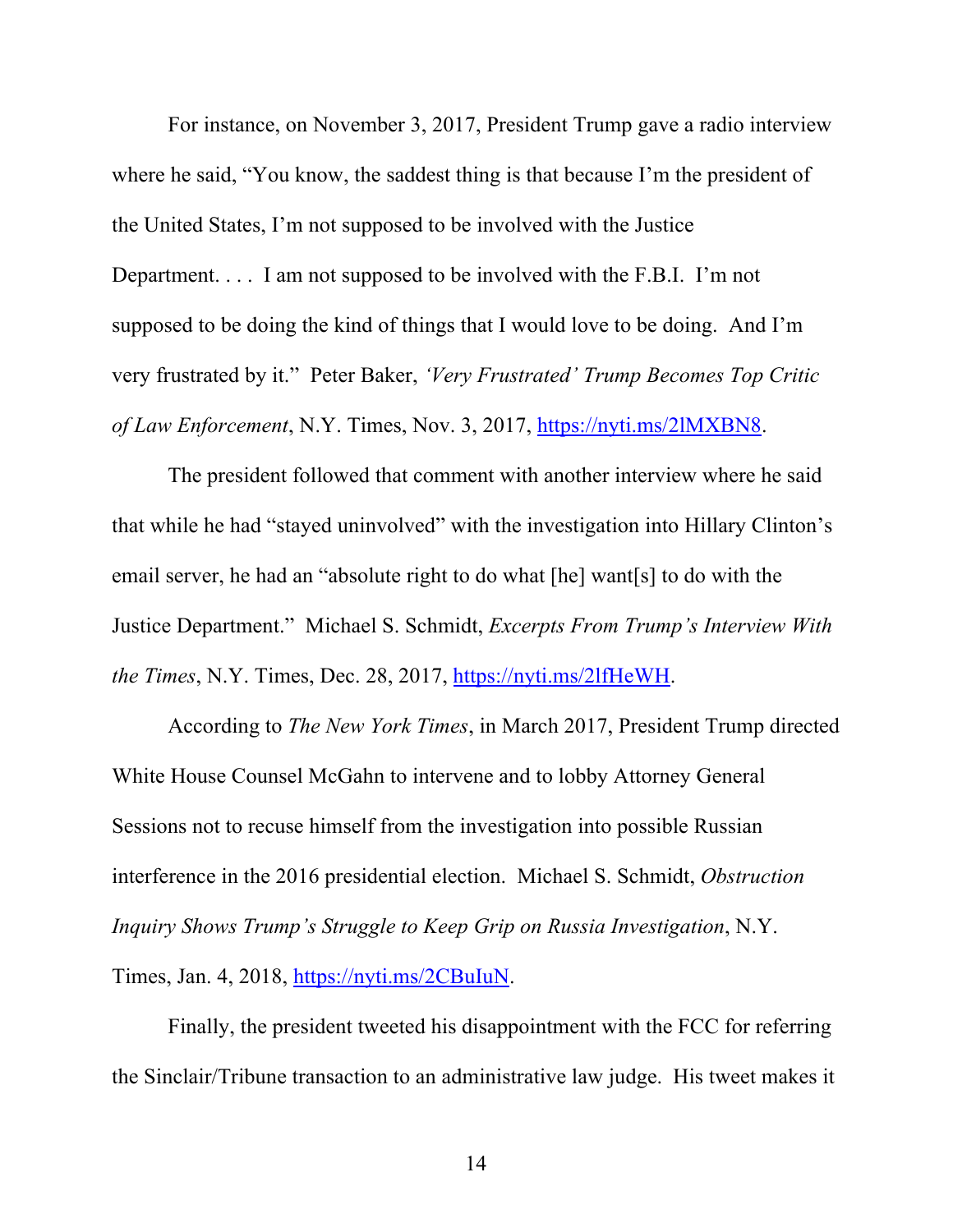For instance, on November 3, 2017, President Trump gave a radio interview where he said, "You know, the saddest thing is that because I'm the president of the United States, I'm not supposed to be involved with the Justice Department. . . . I am not supposed to be involved with the F.B.I. I'm not supposed to be doing the kind of things that I would love to be doing. And I'm very frustrated by it." Peter Baker, *'Very Frustrated' Trump Becomes Top Critic of Law Enforcement*, N.Y. Times, Nov. 3, 2017, https://nyti.ms/2lMXBN8.

The president followed that comment with another interview where he said that while he had "stayed uninvolved" with the investigation into Hillary Clinton's email server, he had an "absolute right to do what [he] want[s] to do with the Justice Department." Michael S. Schmidt, *Excerpts From Trump's Interview With the Times*, N.Y. Times, Dec. 28, 2017, https://nyti.ms/2lfHeWH.

According to *The New York Times*, in March 2017, President Trump directed White House Counsel McGahn to intervene and to lobby Attorney General Sessions not to recuse himself from the investigation into possible Russian interference in the 2016 presidential election. Michael S. Schmidt, *Obstruction Inquiry Shows Trump's Struggle to Keep Grip on Russia Investigation*, N.Y. Times, Jan. 4, 2018, https://nyti.ms/2CBuIuN.

Finally, the president tweeted his disappointment with the FCC for referring the Sinclair/Tribune transaction to an administrative law judge. His tweet makes it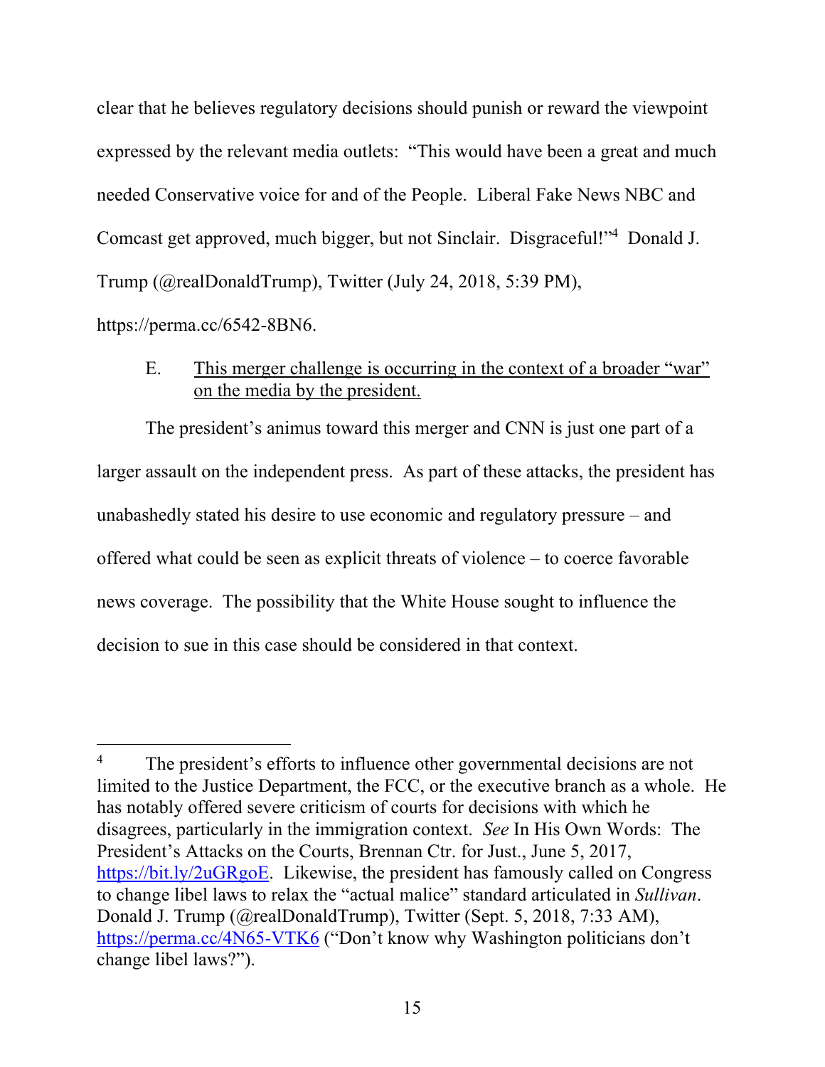clear that he believes regulatory decisions should punish or reward the viewpoint expressed by the relevant media outlets: "This would have been a great and much needed Conservative voice for and of the People. Liberal Fake News NBC and Comcast get approved, much bigger, but not Sinclair. Disgraceful!"[4] Donald J. Trump (@realDonaldTrump), Twitter (July 24, 2018, 5:39 PM), https://perma.cc/6542-8BN6.

E. <u>This merger challenge is occurring in the context of a broader "war" on the media by the president.</u>

The president's animus toward this merger and CNN is just one part of a larger assault on the independent press. As part of these attacks, the president has unabashedly stated his desire to use economic and regulatory pressure – and offered what could be seen as explicit threats of violence – to coerce favorable news coverage. The possibility that the White House sought to influence the decision to sue in this case should be considered in that context.

---

[4] The president's efforts to influence other governmental decisions are not limited to the Justice Department, the FCC, or the executive branch as a whole. He has notably offered severe criticism of courts for decisions with which he disagrees, particularly in the immigration context. *See* In His Own Words: The President's Attacks on the Courts, Brennan Ctr. for Just., June 5, 2017, https://bit.ly/2uGRgoE. Likewise, the president has famously called on Congress to change libel laws to relax the "actual malice" standard articulated in *Sullivan*. Donald J. Trump (@realDonaldTrump), Twitter (Sept. 5, 2018, 7:33 AM), https://perma.cc/4N65-VTK6 ("Don't know why Washington politicians don't change libel laws?").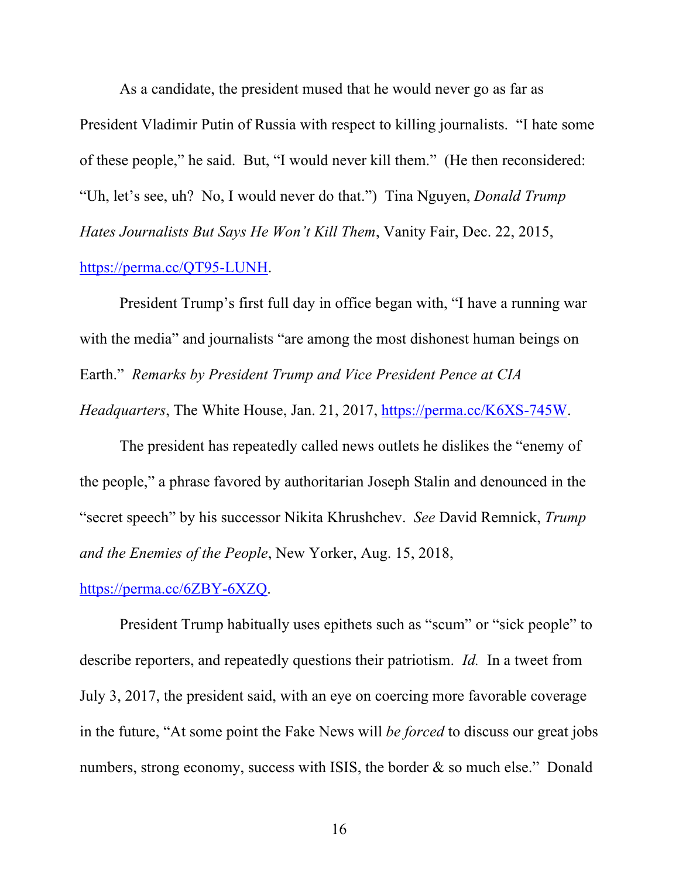As a candidate, the president mused that he would never go as far as President Vladimir Putin of Russia with respect to killing journalists. "I hate some of these people," he said. But, "I would never kill them." (He then reconsidered: "Uh, let's see, uh? No, I would never do that.") Tina Nguyen, *Donald Trump Hates Journalists But Says He Won't Kill Them*, Vanity Fair, Dec. 22, 2015, https://perma.cc/QT95-LUNH.

President Trump's first full day in office began with, "I have a running war with the media" and journalists "are among the most dishonest human beings on Earth." *Remarks by President Trump and Vice President Pence at CIA Headquarters*, The White House, Jan. 21, 2017, https://perma.cc/K6XS-745W.

The president has repeatedly called news outlets he dislikes the "enemy of the people," a phrase favored by authoritarian Joseph Stalin and denounced in the "secret speech" by his successor Nikita Khrushchev. *See* David Remnick, *Trump and the Enemies of the People*, New Yorker, Aug. 15, 2018, https://perma.cc/6ZBY-6XZQ.

President Trump habitually uses epithets such as "scum" or "sick people" to describe reporters, and repeatedly questions their patriotism. *Id.* In a tweet from July 3, 2017, the president said, with an eye on coercing more favorable coverage in the future, "At some point the Fake News will *be forced* to discuss our great jobs numbers, strong economy, success with ISIS, the border & so much else." Donald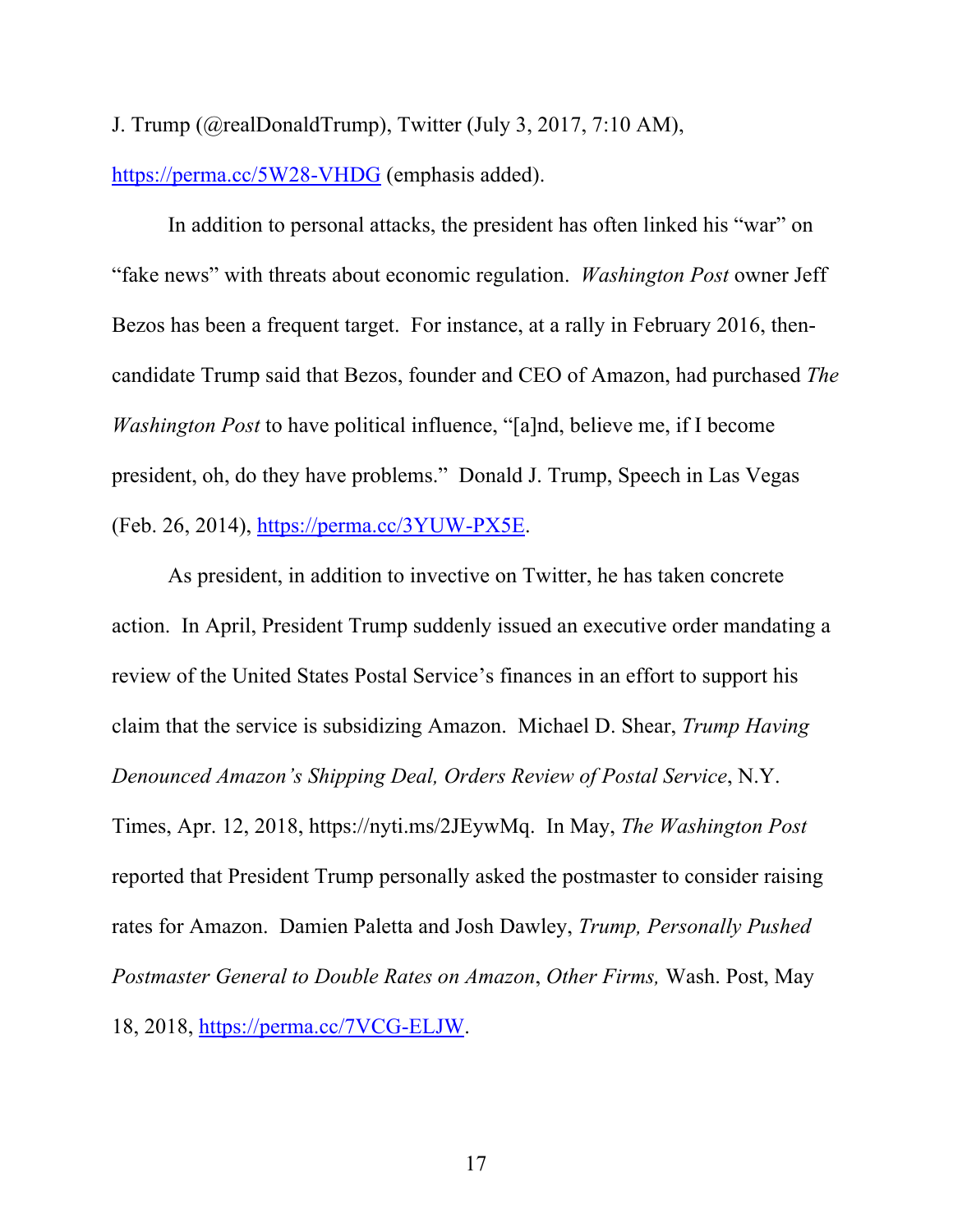J. Trump (@realDonaldTrump), Twitter (July 3, 2017, 7:10 AM), https://perma.cc/5W28-VHDG (emphasis added).

In addition to personal attacks, the president has often linked his "war" on "fake news" with threats about economic regulation. *Washington Post* owner Jeff Bezos has been a frequent target. For instance, at a rally in February 2016, then-candidate Trump said that Bezos, founder and CEO of Amazon, had purchased *The Washington Post* to have political influence, "[a]nd, believe me, if I become president, oh, do they have problems." Donald J. Trump, Speech in Las Vegas (Feb. 26, 2014), https://perma.cc/3YUW-PX5E.

As president, in addition to invective on Twitter, he has taken concrete action. In April, President Trump suddenly issued an executive order mandating a review of the United States Postal Service's finances in an effort to support his claim that the service is subsidizing Amazon. Michael D. Shear, *Trump Having Denounced Amazon's Shipping Deal, Orders Review of Postal Service*, N.Y. Times, Apr. 12, 2018, https://nyti.ms/2JEywMq. In May, *The Washington Post* reported that President Trump personally asked the postmaster to consider raising rates for Amazon. Damien Paletta and Josh Dawley, *Trump, Personally Pushed Postmaster General to Double Rates on Amazon*, *Other Firms,* Wash. Post, May 18, 2018, https://perma.cc/7VCG-ELJW.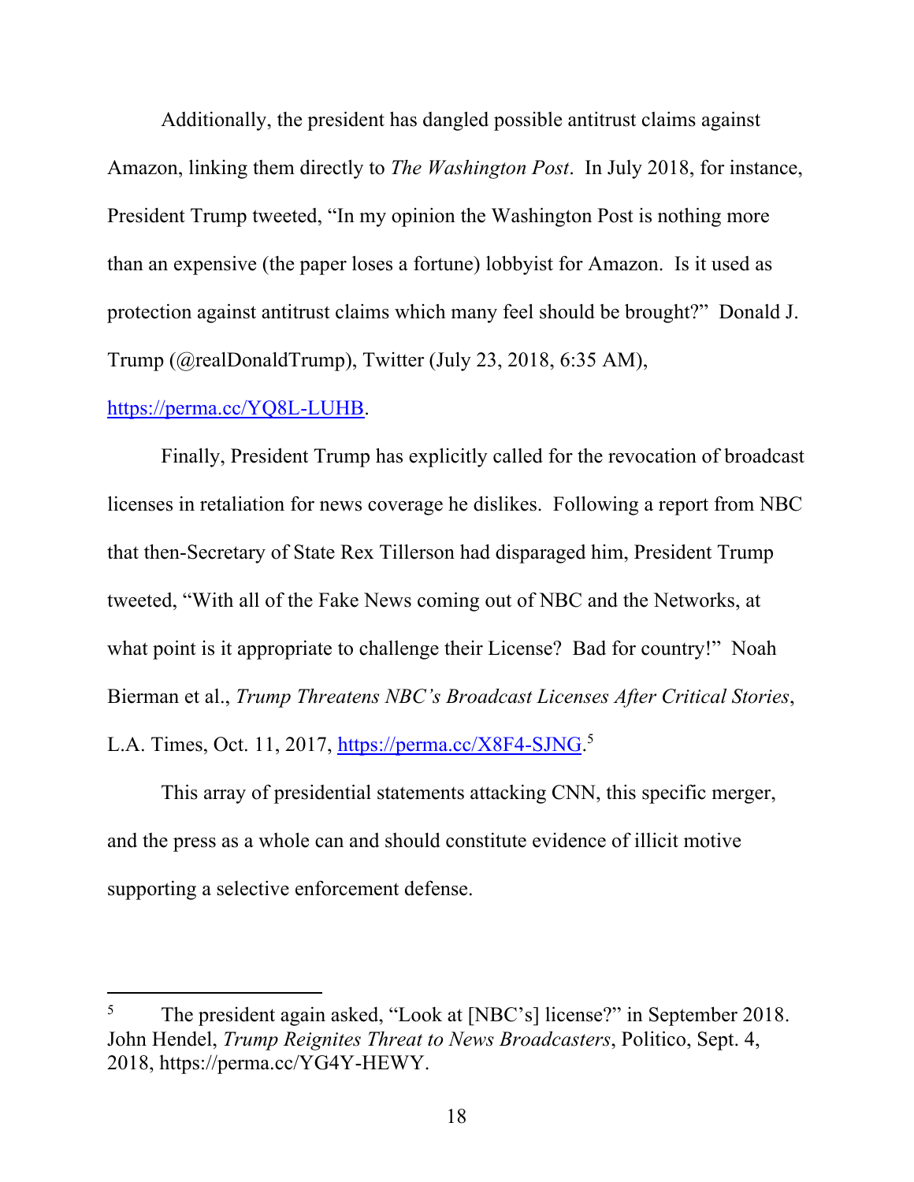Additionally, the president has dangled possible antitrust claims against Amazon, linking them directly to *The Washington Post*. In July 2018, for instance, President Trump tweeted, "In my opinion the Washington Post is nothing more than an expensive (the paper loses a fortune) lobbyist for Amazon. Is it used as protection against antitrust claims which many feel should be brought?" Donald J. Trump (@realDonaldTrump), Twitter (July 23, 2018, 6:35 AM), [https://perma.cc/YQ8L-LUHB](https://perma.cc/YQ8L-LUHB).

Finally, President Trump has explicitly called for the revocation of broadcast licenses in retaliation for news coverage he dislikes. Following a report from NBC that then-Secretary of State Rex Tillerson had disparaged him, President Trump tweeted, "With all of the Fake News coming out of NBC and the Networks, at what point is it appropriate to challenge their License? Bad for country!" Noah Bierman et al., *Trump Threatens NBC's Broadcast Licenses After Critical Stories*, L.A. Times, Oct. 11, 2017, [https://perma.cc/X8F4-SJNG](https://perma.cc/X8F4-SJNG).[5]

This array of presidential statements attacking CNN, this specific merger, and the press as a whole can and should constitute evidence of illicit motive supporting a selective enforcement defense.

---

[5] The president again asked, "Look at [NBC's] license?" in September 2018. John Hendel, *Trump Reignites Threat to News Broadcasters*, Politico, Sept. 4, 2018, https://perma.cc/YG4Y-HEWY.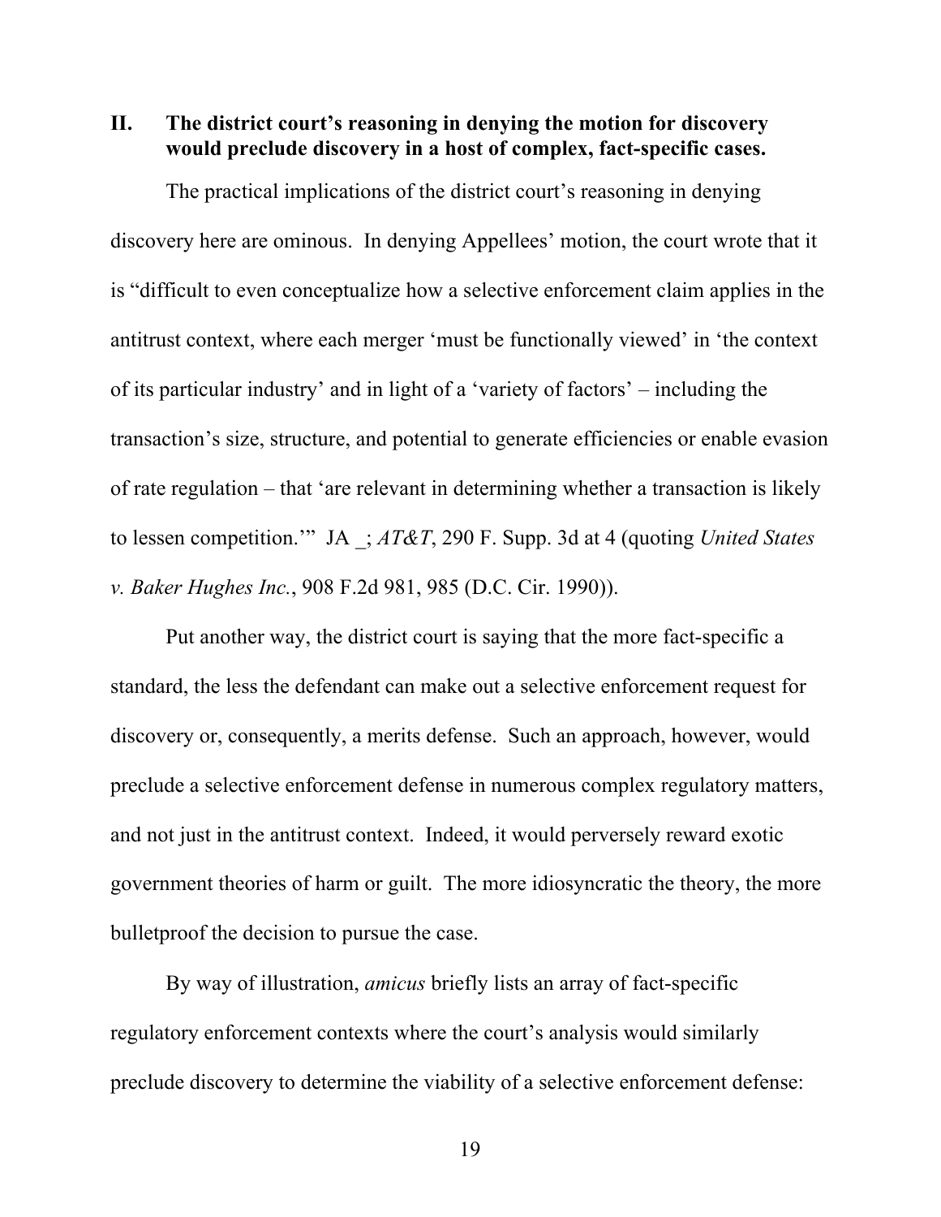## II. The district court's reasoning in denying the motion for discovery would preclude discovery in a host of complex, fact-specific cases.

The practical implications of the district court's reasoning in denying discovery here are ominous. In denying Appellees' motion, the court wrote that it is "difficult to even conceptualize how a selective enforcement claim applies in the antitrust context, where each merger 'must be functionally viewed' in 'the context of its particular industry' and in light of a 'variety of factors' – including the transaction's size, structure, and potential to generate efficiencies or enable evasion of rate regulation – that 'are relevant in determining whether a transaction is likely to lessen competition.'" JA _; *AT&T*, 290 F. Supp. 3d at 4 (quoting *United States v. Baker Hughes Inc.*, 908 F.2d 981, 985 (D.C. Cir. 1990)).

Put another way, the district court is saying that the more fact-specific a standard, the less the defendant can make out a selective enforcement request for discovery or, consequently, a merits defense. Such an approach, however, would preclude a selective enforcement defense in numerous complex regulatory matters, and not just in the antitrust context. Indeed, it would perversely reward exotic government theories of harm or guilt. The more idiosyncratic the theory, the more bulletproof the decision to pursue the case.

By way of illustration, *amicus* briefly lists an array of fact-specific regulatory enforcement contexts where the court's analysis would similarly preclude discovery to determine the viability of a selective enforcement defense: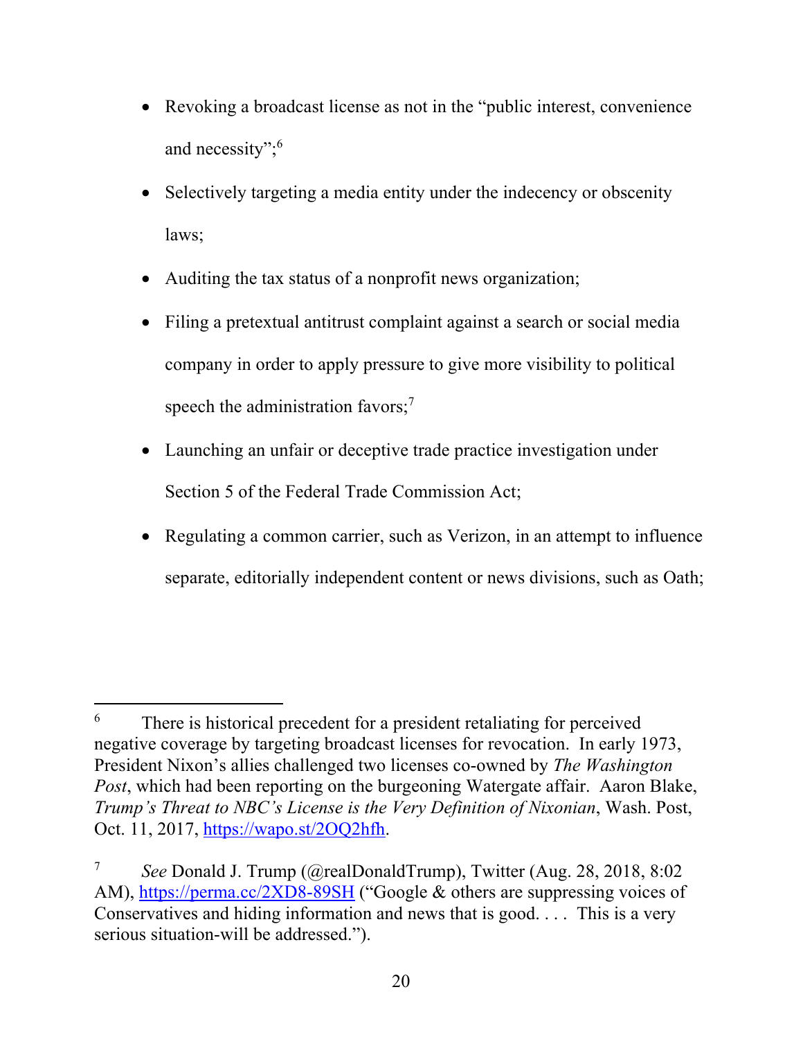- Revoking a broadcast license as not in the "public interest, convenience and necessity";[6]
- Selectively targeting a media entity under the indecency or obscenity laws;
- Auditing the tax status of a nonprofit news organization;
- Filing a pretextual antitrust complaint against a search or social media company in order to apply pressure to give more visibility to political speech the administration favors;[7]
- Launching an unfair or deceptive trade practice investigation under Section 5 of the Federal Trade Commission Act;
- Regulating a common carrier, such as Verizon, in an attempt to influence separate, editorially independent content or news divisions, such as Oath;

---

[6] There is historical precedent for a president retaliating for perceived negative coverage by targeting broadcast licenses for revocation. In early 1973, President Nixon's allies challenged two licenses co-owned by *The Washington Post*, which had been reporting on the burgeoning Watergate affair. Aaron Blake, *Trump's Threat to NBC's License is the Very Definition of Nixonian*, Wash. Post, Oct. 11, 2017, https://wapo.st/2OQ2hfh.

[7] *See* Donald J. Trump (@realDonaldTrump), Twitter (Aug. 28, 2018, 8:02 AM), https://perma.cc/2XD8-89SH ("Google & others are suppressing voices of Conservatives and hiding information and news that is good. . . . This is a very serious situation-will be addressed.").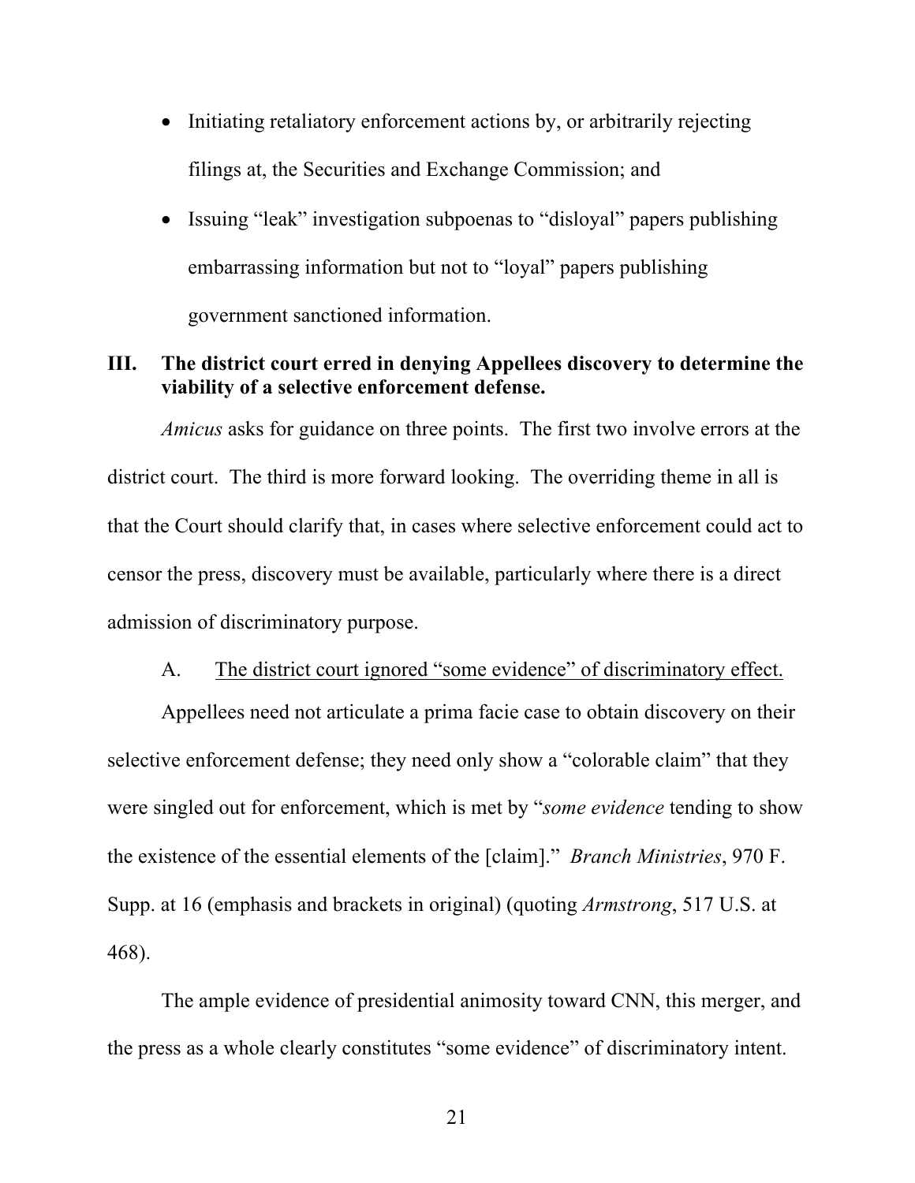- Initiating retaliatory enforcement actions by, or arbitrarily rejecting filings at, the Securities and Exchange Commission; and
- Issuing "leak" investigation subpoenas to "disloyal" papers publishing embarrassing information but not to "loyal" papers publishing government sanctioned information.

## III. The district court erred in denying Appellees discovery to determine the viability of a selective enforcement defense.

*Amicus* asks for guidance on three points. The first two involve errors at the district court. The third is more forward looking. The overriding theme in all is that the Court should clarify that, in cases where selective enforcement could act to censor the press, discovery must be available, particularly where there is a direct admission of discriminatory purpose.

### A. <u>The district court ignored "some evidence" of discriminatory effect.</u>

Appellees need not articulate a prima facie case to obtain discovery on their selective enforcement defense; they need only show a "colorable claim" that they were singled out for enforcement, which is met by "*some evidence* tending to show the existence of the essential elements of the [claim]." *Branch Ministries*, 970 F. Supp. at 16 (emphasis and brackets in original) (quoting *Armstrong*, 517 U.S. at 468).

The ample evidence of presidential animosity toward CNN, this merger, and the press as a whole clearly constitutes "some evidence" of discriminatory intent.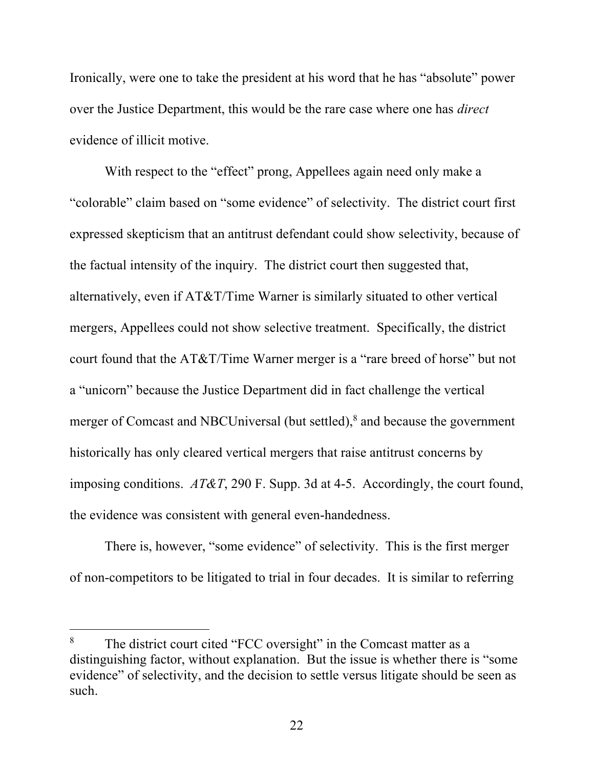Ironically, were one to take the president at his word that he has "absolute" power over the Justice Department, this would be the rare case where one has *direct* evidence of illicit motive.

With respect to the "effect" prong, Appellees again need only make a "colorable" claim based on "some evidence" of selectivity. The district court first expressed skepticism that an antitrust defendant could show selectivity, because of the factual intensity of the inquiry. The district court then suggested that, alternatively, even if AT&T/Time Warner is similarly situated to other vertical mergers, Appellees could not show selective treatment. Specifically, the district court found that the AT&T/Time Warner merger is a "rare breed of horse" but not a "unicorn" because the Justice Department did in fact challenge the vertical merger of Comcast and NBCUniversal (but settled),[8] and because the government historically has only cleared vertical mergers that raise antitrust concerns by imposing conditions. *AT&T*, 290 F. Supp. 3d at 4-5. Accordingly, the court found, the evidence was consistent with general even-handedness.

There is, however, "some evidence" of selectivity. This is the first merger of non-competitors to be litigated to trial in four decades. It is similar to referring

---

[8] The district court cited "FCC oversight" in the Comcast matter as a distinguishing factor, without explanation. But the issue is whether there is "some evidence" of selectivity, and the decision to settle versus litigate should be seen as such.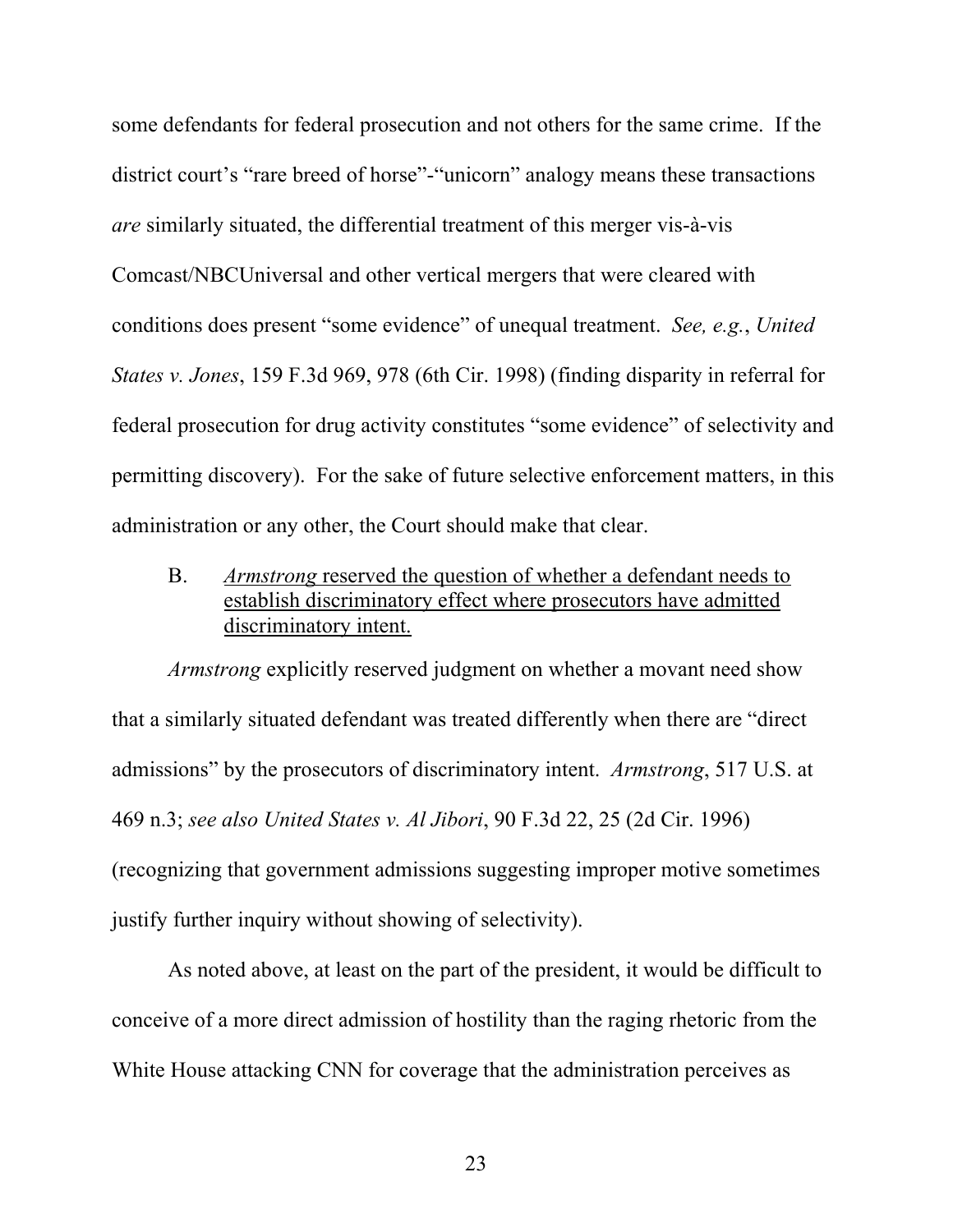some defendants for federal prosecution and not others for the same crime. If the district court's "rare breed of horse"-"unicorn" analogy means these transactions *are* similarly situated, the differential treatment of this merger vis-à-vis Comcast/NBCUniversal and other vertical mergers that were cleared with conditions does present "some evidence" of unequal treatment. *See, e.g.*, *United States v. Jones*, 159 F.3d 969, 978 (6th Cir. 1998) (finding disparity in referral for federal prosecution for drug activity constitutes "some evidence" of selectivity and permitting discovery). For the sake of future selective enforcement matters, in this administration or any other, the Court should make that clear.

### B. *Armstrong* reserved the question of whether a defendant needs to establish discriminatory effect where prosecutors have admitted discriminatory intent.

*Armstrong* explicitly reserved judgment on whether a movant need show that a similarly situated defendant was treated differently when there are "direct admissions" by the prosecutors of discriminatory intent. *Armstrong*, 517 U.S. at 469 n.3; *see also United States v. Al Jibori*, 90 F.3d 22, 25 (2d Cir. 1996) (recognizing that government admissions suggesting improper motive sometimes justify further inquiry without showing of selectivity).

As noted above, at least on the part of the president, it would be difficult to conceive of a more direct admission of hostility than the raging rhetoric from the White House attacking CNN for coverage that the administration perceives as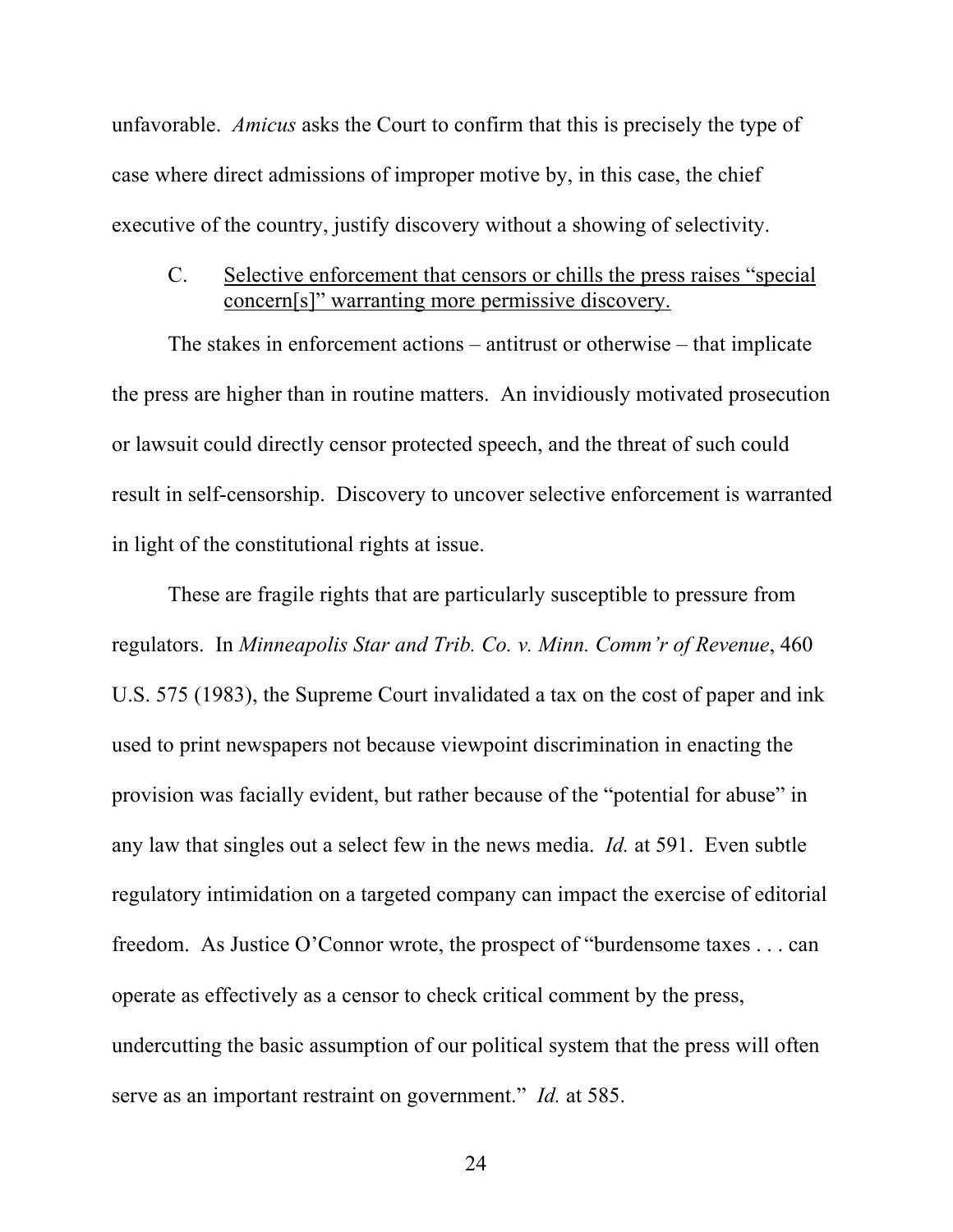unfavorable. *Amicus* asks the Court to confirm that this is precisely the type of case where direct admissions of improper motive by, in this case, the chief executive of the country, justify discovery without a showing of selectivity.

### C. Selective enforcement that censors or chills the press raises "special concern[s]" warranting more permissive discovery.

The stakes in enforcement actions – antitrust or otherwise – that implicate the press are higher than in routine matters. An invidiously motivated prosecution or lawsuit could directly censor protected speech, and the threat of such could result in self-censorship. Discovery to uncover selective enforcement is warranted in light of the constitutional rights at issue.

These are fragile rights that are particularly susceptible to pressure from regulators. In *Minneapolis Star and Trib. Co. v. Minn. Comm'r of Revenue*, 460 U.S. 575 (1983), the Supreme Court invalidated a tax on the cost of paper and ink used to print newspapers not because viewpoint discrimination in enacting the provision was facially evident, but rather because of the "potential for abuse" in any law that singles out a select few in the news media. *Id.* at 591. Even subtle regulatory intimidation on a targeted company can impact the exercise of editorial freedom. As Justice O'Connor wrote, the prospect of "burdensome taxes . . . can operate as effectively as a censor to check critical comment by the press, undercutting the basic assumption of our political system that the press will often serve as an important restraint on government." *Id.* at 585.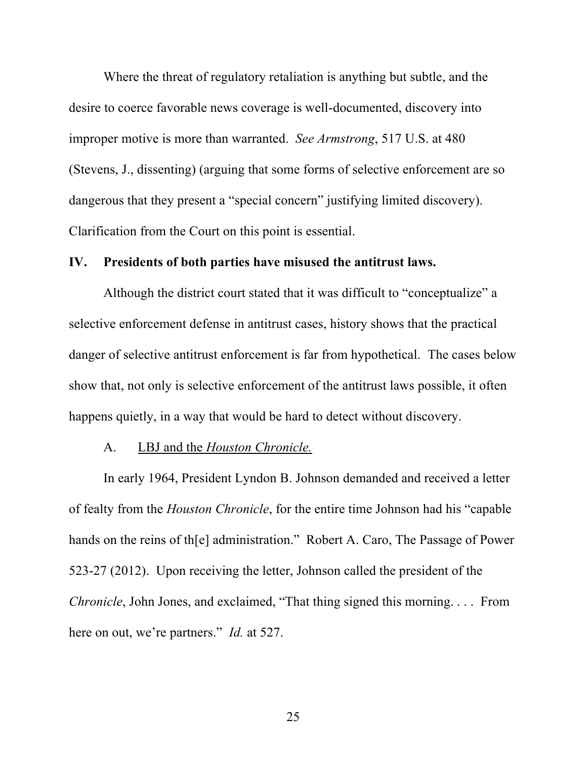Where the threat of regulatory retaliation is anything but subtle, and the desire to coerce favorable news coverage is well-documented, discovery into improper motive is more than warranted. *See Armstrong*, 517 U.S. at 480 (Stevens, J., dissenting) (arguing that some forms of selective enforcement are so dangerous that they present a "special concern" justifying limited discovery). Clarification from the Court on this point is essential.

## IV. Presidents of both parties have misused the antitrust laws.

Although the district court stated that it was difficult to "conceptualize" a selective enforcement defense in antitrust cases, history shows that the practical danger of selective antitrust enforcement is far from hypothetical. The cases below show that, not only is selective enforcement of the antitrust laws possible, it often happens quietly, in a way that would be hard to detect without discovery.

### A. LBJ and the *Houston Chronicle.*

In early 1964, President Lyndon B. Johnson demanded and received a letter of fealty from the *Houston Chronicle*, for the entire time Johnson had his "capable hands on the reins of th[e] administration." Robert A. Caro, The Passage of Power 523-27 (2012). Upon receiving the letter, Johnson called the president of the *Chronicle*, John Jones, and exclaimed, "That thing signed this morning. . . . From here on out, we're partners." *Id.* at 527.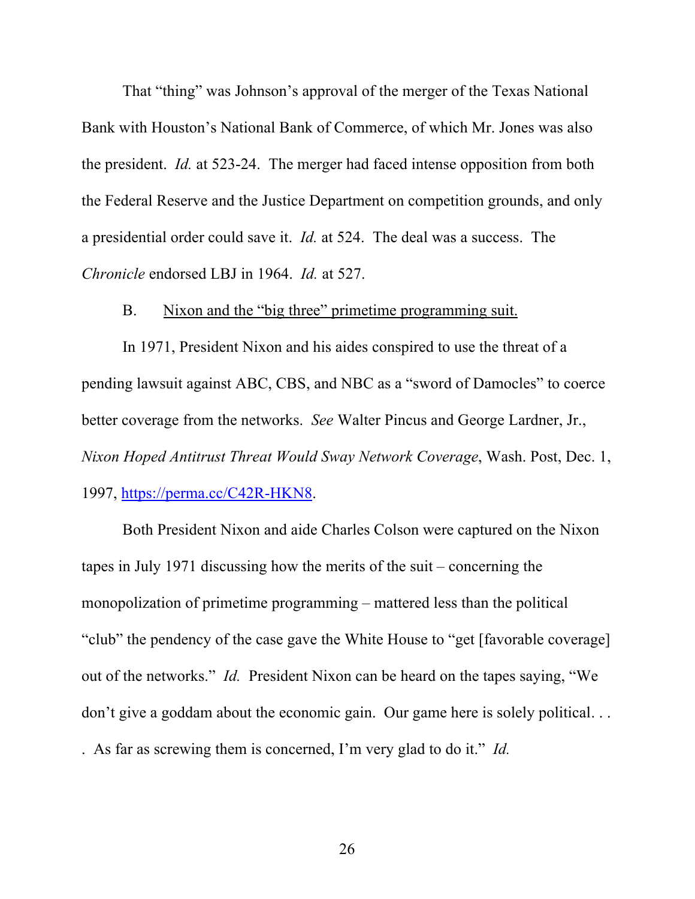That "thing" was Johnson's approval of the merger of the Texas National Bank with Houston's National Bank of Commerce, of which Mr. Jones was also the president. *Id.* at 523-24. The merger had faced intense opposition from both the Federal Reserve and the Justice Department on competition grounds, and only a presidential order could save it. *Id.* at 524. The deal was a success. The *Chronicle* endorsed LBJ in 1964. *Id.* at 527.

B. Nixon and the "big three" primetime programming suit.

In 1971, President Nixon and his aides conspired to use the threat of a pending lawsuit against ABC, CBS, and NBC as a "sword of Damocles" to coerce better coverage from the networks. *See* Walter Pincus and George Lardner, Jr., *Nixon Hoped Antitrust Threat Would Sway Network Coverage*, Wash. Post, Dec. 1, 1997, https://perma.cc/C42R-HKN8.

Both President Nixon and aide Charles Colson were captured on the Nixon tapes in July 1971 discussing how the merits of the suit – concerning the monopolization of primetime programming – mattered less than the political "club" the pendency of the case gave the White House to "get [favorable coverage] out of the networks." *Id.* President Nixon can be heard on the tapes saying, "We don't give a goddam about the economic gain. Our game here is solely political. . . . As far as screwing them is concerned, I'm very glad to do it." *Id.*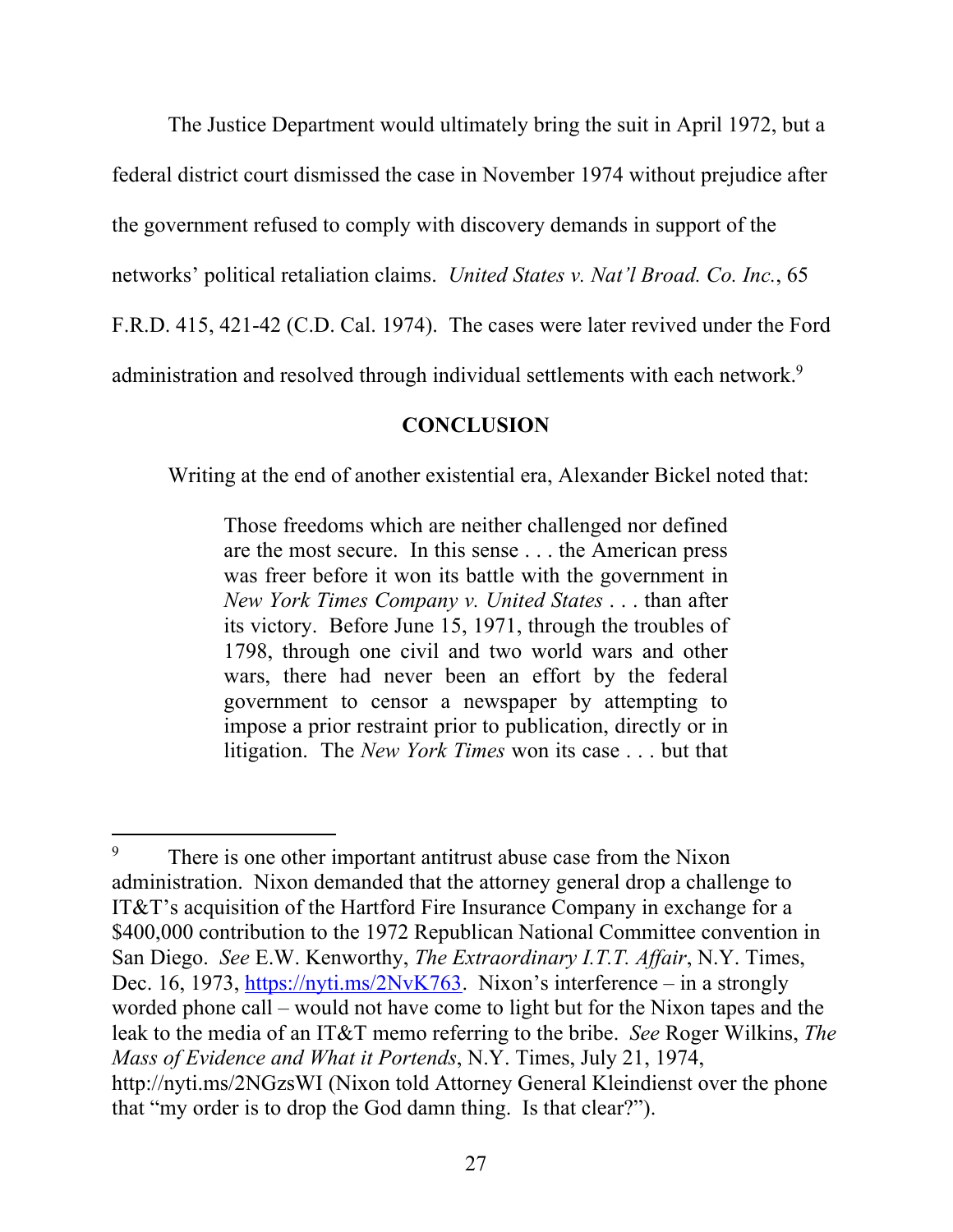The Justice Department would ultimately bring the suit in April 1972, but a federal district court dismissed the case in November 1974 without prejudice after the government refused to comply with discovery demands in support of the networks' political retaliation claims. *United States v. Nat'l Broad. Co. Inc.*, 65 F.R.D. 415, 421-42 (C.D. Cal. 1974). The cases were later revived under the Ford administration and resolved through individual settlements with each network.[9]

## CONCLUSION

Writing at the end of another existential era, Alexander Bickel noted that:

> Those freedoms which are neither challenged nor defined are the most secure. In this sense . . . the American press was freer before it won its battle with the government in *New York Times Company v. United States* . . . than after its victory. Before June 15, 1971, through the troubles of 1798, through one civil and two world wars and other wars, there had never been an effort by the federal government to censor a newspaper by attempting to impose a prior restraint prior to publication, directly or in litigation. The *New York Times* won its case . . . but that

---

[9] There is one other important antitrust abuse case from the Nixon administration. Nixon demanded that the attorney general drop a challenge to IT&T's acquisition of the Hartford Fire Insurance Company in exchange for a $400,000 contribution to the 1972 Republican National Committee convention in San Diego. *See* E.W. Kenworthy, *The Extraordinary I.T.T. Affair*, N.Y. Times, Dec. 16, 1973, https://nyti.ms/2NvK763. Nixon's interference – in a strongly worded phone call – would not have come to light but for the Nixon tapes and the leak to the media of an IT&T memo referring to the bribe. *See* Roger Wilkins, *The Mass of Evidence and What it Portends*, N.Y. Times, July 21, 1974, http://nyti.ms/2NGzsWI (Nixon told Attorney General Kleindienst over the phone that "my order is to drop the God damn thing. Is that clear?").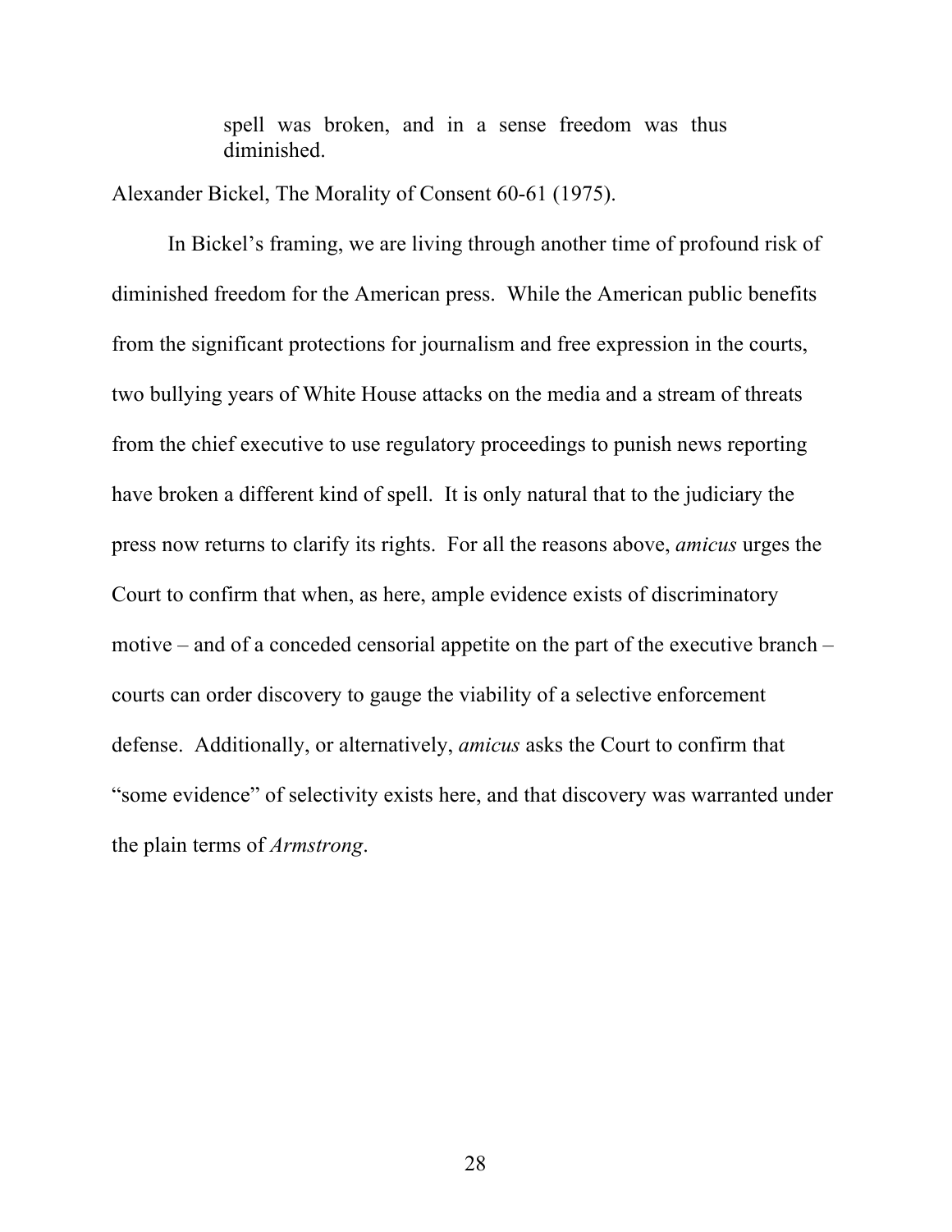> spell was broken, and in a sense freedom was thus diminished.

Alexander Bickel, The Morality of Consent 60-61 (1975).

In Bickel's framing, we are living through another time of profound risk of diminished freedom for the American press. While the American public benefits from the significant protections for journalism and free expression in the courts, two bullying years of White House attacks on the media and a stream of threats from the chief executive to use regulatory proceedings to punish news reporting have broken a different kind of spell. It is only natural that to the judiciary the press now returns to clarify its rights. For all the reasons above, *amicus* urges the Court to confirm that when, as here, ample evidence exists of discriminatory motive – and of a conceded censorial appetite on the part of the executive branch – courts can order discovery to gauge the viability of a selective enforcement defense. Additionally, or alternatively, *amicus* asks the Court to confirm that "some evidence" of selectivity exists here, and that discovery was warranted under the plain terms of *Armstrong*.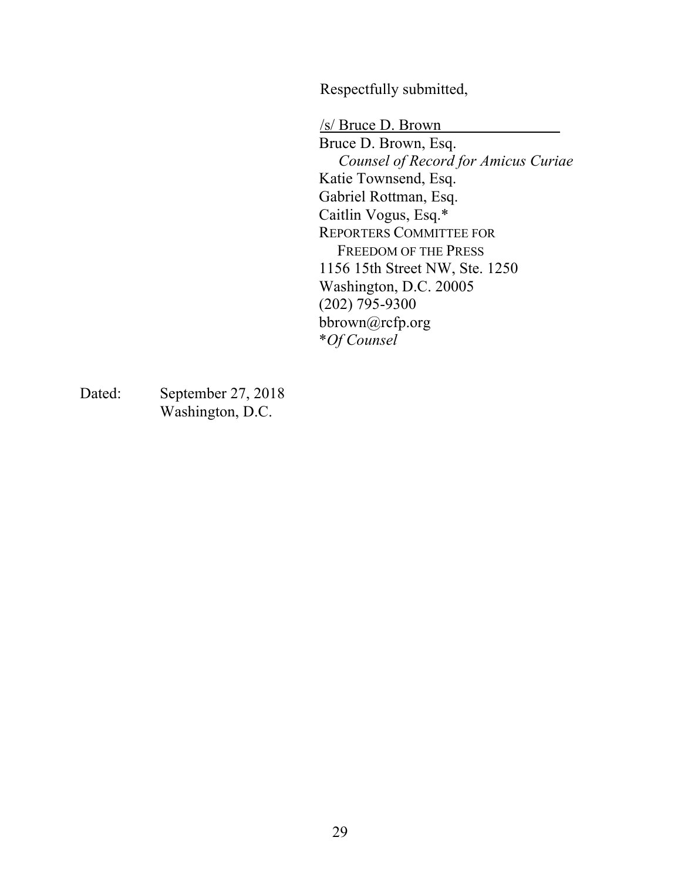Respectfully submitted,

/s/ Bruce D. Brown

Bruce D. Brown, Esq.
*Counsel of Record for Amicus Curiae*
Katie Townsend, Esq.
Gabriel Rottman, Esq.
Caitlin Vogus, Esq.*
REPORTERS COMMITTEE FOR
FREEDOM OF THE PRESS
1156 15th Street NW, Ste. 1250
Washington, D.C. 20005
(202) 795-9300
bbrown@rcfp.org
**Of Counsel*

Dated: September 27, 2018
Washington, D.C.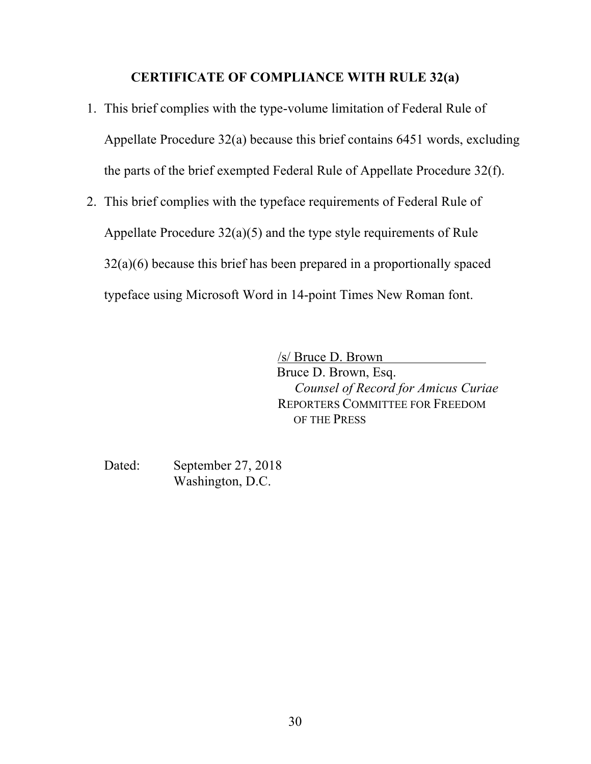## CERTIFICATE OF COMPLIANCE WITH RULE 32(a)

1. This brief complies with the type-volume limitation of Federal Rule of Appellate Procedure 32(a) because this brief contains 6451 words, excluding the parts of the brief exempted Federal Rule of Appellate Procedure 32(f).
2. This brief complies with the typeface requirements of Federal Rule of Appellate Procedure 32(a)(5) and the type style requirements of Rule 32(a)(6) because this brief has been prepared in a proportionally spaced typeface using Microsoft Word in 14-point Times New Roman font.

/s/ Bruce D. Brown
Bruce D. Brown, Esq.
*Counsel of Record for Amicus Curiae*
REPORTERS COMMITTEE FOR FREEDOM OF THE PRESS

Dated: September 27, 2018
Washington, D.C.